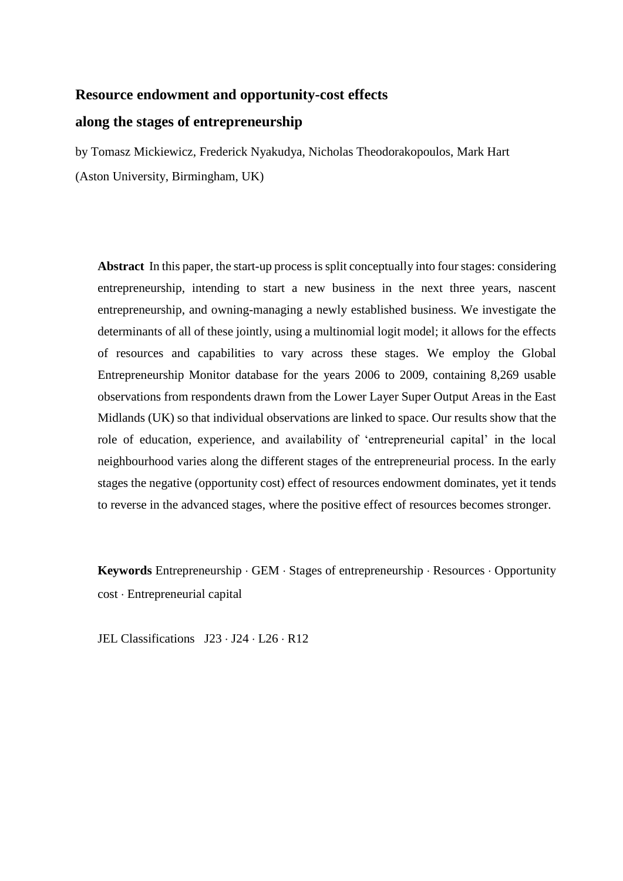# Resource endowment and opportunity-cost effects along the stages of entrepreneurship

by Tomasz Mickiewicz, Frederick Nyakudya, Nicholas Theodorakopoulos, Mark Hart

(Aston University, Birmingham, UK)

**Abstract** In this paper, the start-up process is split conceptually into four stages: considering entrepreneurship, intending to start a new business in the next three years, nascent entrepreneurship, and owning-managing a newly established business. We investigate the determinants of all of these jointly, using a multinomial logit model; it allows for the effects of resources and capabilities to vary across these stages. We employ the Global Entrepreneurship Monitor database for the years 2006 to 2009, containing 8,269 usable observations from respondents drawn from the Lower Layer Super Output Areas in the East Midlands (UK) so that individual observations are linked to space. Our results show that the role of education, experience, and availability of 'entrepreneurial capital' in the local neighbourhood varies along the different stages of the entrepreneurial process. In the early stages the negative (opportunity cost) effect of resources endowment dominates, yet it tends to reverse in the advanced stages, where the positive effect of resources becomes stronger.

**Keywords** Entrepreneurship · GEM · Stages of entrepreneurship · Resources · Opportunity cost · Entrepreneurial capital

JEL Classifications J23 · J24 · L26 · R12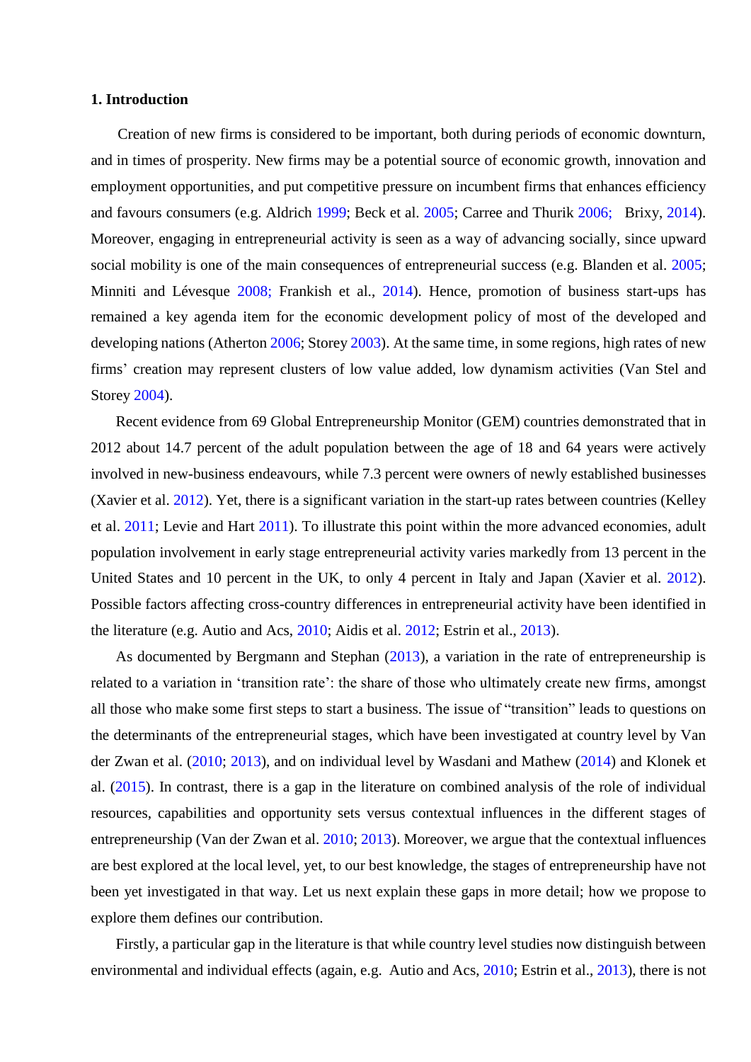## 1. Introduction

Creation of new firms is considered to be important, both during periods of economic downturn, and in times of prosperity. New firms may be a potential source of economic growth, innovation and employment opportunities, and put competitive pressure on incumbent firms that enhances efficiency and favours consumers (e.g. Aldrich 1999; Beck et al. 2005; Carree and Thurik 2006; Brixy, 2014). Moreover, engaging in entrepreneurial activity is seen as a way of advancing socially, since upward social mobility is one of the main consequences of entrepreneurial success (e.g. Blanden et al. 2005; Minniti and Lévesque 2008; Frankish et al., 2014). Hence, promotion of business start-ups has remained a key agenda item for the economic development policy of most of the developed and developing nations (Atherton 2006; Storey 2003). At the same time, in some regions, high rates of new firms' creation may represent clusters of low value added, low dynamism activities (Van Stel and Storey 2004).

Recent evidence from 69 Global Entrepreneurship Monitor (GEM) countries demonstrated that in 2012 about 14.7 percent of the adult population between the age of 18 and 64 years were actively involved in new-business endeavours, while 7.3 percent were owners of newly established businesses (Xavier et al. 2012). Yet, there is a significant variation in the start-up rates between countries (Kelley et al. 2011; Levie and Hart 2011). To illustrate this point within the more advanced economies, adult population involvement in early stage entrepreneurial activity varies markedly from 13 percent in the United States and 10 percent in the UK, to only 4 percent in Italy and Japan (Xavier et al. 2012). Possible factors affecting cross-country differences in entrepreneurial activity have been identified in the literature (e.g. Autio and Acs, 2010; Aidis et al. 2012; Estrin et al., 2013).

As documented by Bergmann and Stephan (2013), a variation in the rate of entrepreneurship is related to a variation in 'transition rate': the share of those who ultimately create new firms, amongst all those who make some first steps to start a business. The issue of "transition" leads to questions on the determinants of the entrepreneurial stages, which have been investigated at country level by Van der Zwan et al. (2010; 2013), and on individual level by Wasdani and Mathew (2014) and Klonek et al. (2015). In contrast, there is a gap in the literature on combined analysis of the role of individual resources, capabilities and opportunity sets versus contextual influences in the different stages of entrepreneurship (Van der Zwan et al. 2010; 2013). Moreover, we argue that the contextual influences are best explored at the local level, yet, to our best knowledge, the stages of entrepreneurship have not been yet investigated in that way. Let us next explain these gaps in more detail; how we propose to explore them defines our contribution.

Firstly, a particular gap in the literature is that while country level studies now distinguish between environmental and individual effects (again, e.g. Autio and Acs, 2010; Estrin et al., 2013), there is not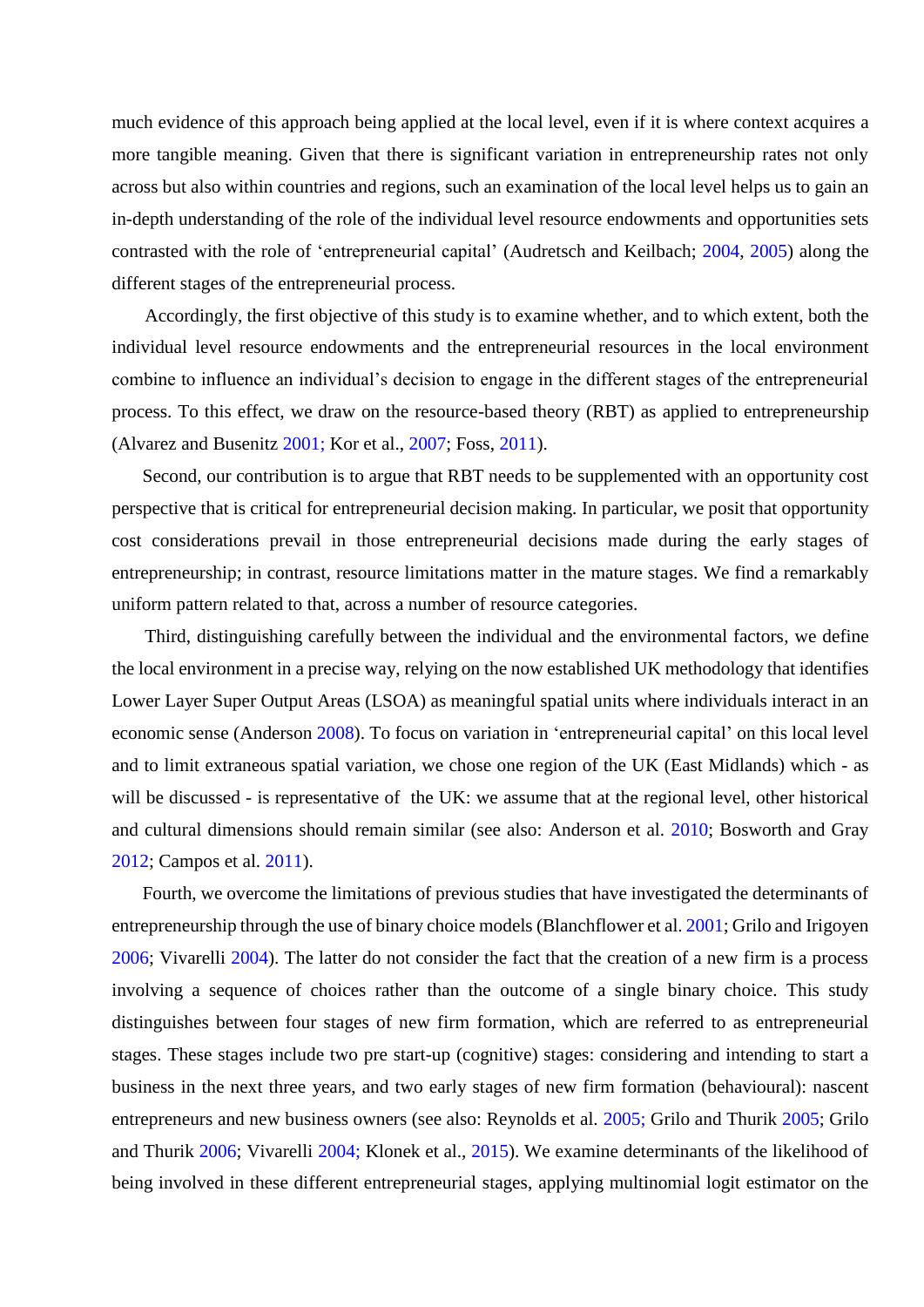much evidence of this approach being applied at the local level, even if it is where context acquires a more tangible meaning. Given that there is significant variation in entrepreneurship rates not only across but also within countries and regions, such an examination of the local level helps us to gain an in-depth understanding of the role of the individual level resource endowments and opportunities sets contrasted with the role of 'entrepreneurial capital' (Audretsch and Keilbach; 2004, 2005) along the different stages of the entrepreneurial process.

Accordingly, the first objective of this study is to examine whether, and to which extent, both the individual level resource endowments and the entrepreneurial resources in the local environment combine to influence an individual's decision to engage in the different stages of the entrepreneurial process. To this effect, we draw on the resource-based theory (RBT) as applied to entrepreneurship (Alvarez and Busenitz 2001; Kor et al., 2007; Foss, 2011).

Second, our contribution is to argue that RBT needs to be supplemented with an opportunity cost perspective that is critical for entrepreneurial decision making. In particular, we posit that opportunity cost considerations prevail in those entrepreneurial decisions made during the early stages of entrepreneurship; in contrast, resource limitations matter in the mature stages. We find a remarkably uniform pattern related to that, across a number of resource categories.

Third, distinguishing carefully between the individual and the environmental factors, we define the local environment in a precise way, relying on the now established UK methodology that identifies Lower Layer Super Output Areas (LSOA) as meaningful spatial units where individuals interact in an economic sense (Anderson 2008). To focus on variation in 'entrepreneurial capital' on this local level and to limit extraneous spatial variation, we chose one region of the UK (East Midlands) which - as will be discussed - is representative of the UK: we assume that at the regional level, other historical and cultural dimensions should remain similar (see also: Anderson et al. 2010; Bosworth and Gray 2012; Campos et al. 2011).

Fourth, we overcome the limitations of previous studies that have investigated the determinants of entrepreneurship through the use of binary choice models (Blanchflower et al. 2001; Grilo and Irigoyen 2006; Vivarelli 2004). The latter do not consider the fact that the creation of a new firm is a process involving a sequence of choices rather than the outcome of a single binary choice. This study distinguishes between four stages of new firm formation, which are referred to as entrepreneurial stages. These stages include two pre start-up (cognitive) stages: considering and intending to start a business in the next three years, and two early stages of new firm formation (behavioural): nascent entrepreneurs and new business owners (see also: Reynolds et al. 2005; Grilo and Thurik 2005; Grilo and Thurik 2006; Vivarelli 2004; Klonek et al., 2015). We examine determinants of the likelihood of being involved in these different entrepreneurial stages, applying multinomial logit estimator on the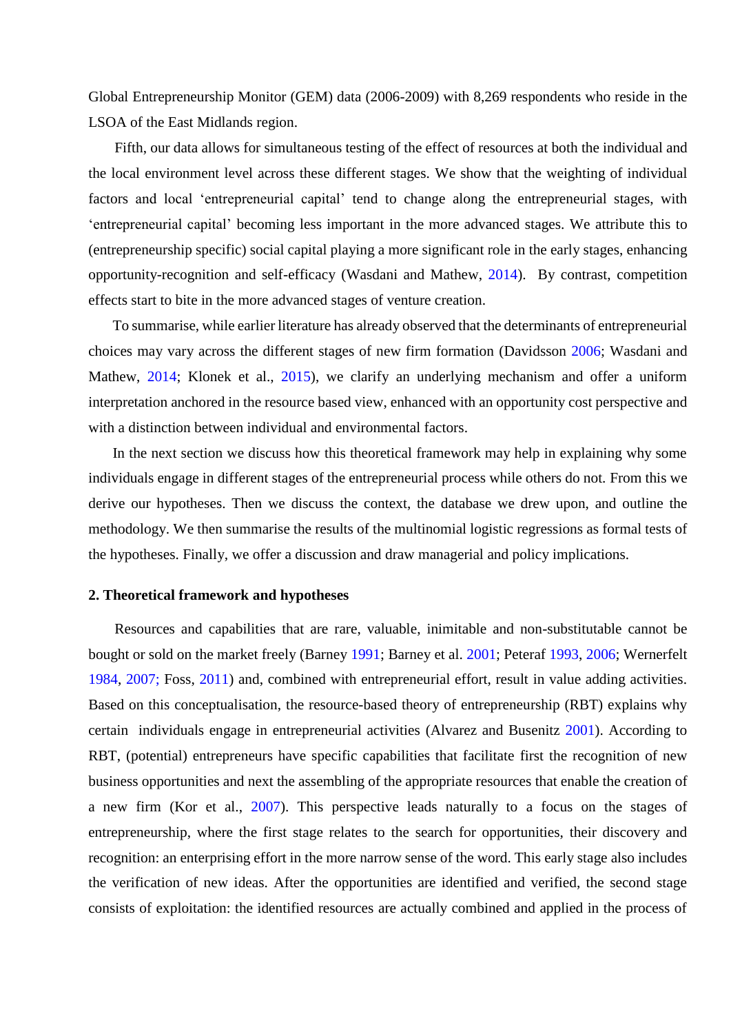Global Entrepreneurship Monitor (GEM) data (2006-2009) with 8,269 respondents who reside in the LSOA of the East Midlands region.

Fifth, our data allows for simultaneous testing of the effect of resources at both the individual and the local environment level across these different stages. We show that the weighting of individual factors and local 'entrepreneurial capital' tend to change along the entrepreneurial stages, with 'entrepreneurial capital' becoming less important in the more advanced stages. We attribute this to (entrepreneurship specific) social capital playing a more significant role in the early stages, enhancing opportunity-recognition and self-efficacy (Wasdani and Mathew, 2014). By contrast, competition effects start to bite in the more advanced stages of venture creation.

To summarise, while earlier literature has already observed that the determinants of entrepreneurial choices may vary across the different stages of new firm formation (Davidsson 2006; Wasdani and Mathew, 2014; Klonek et al., 2015), we clarify an underlying mechanism and offer a uniform interpretation anchored in the resource based view, enhanced with an opportunity cost perspective and with a distinction between individual and environmental factors.

In the next section we discuss how this theoretical framework may help in explaining why some individuals engage in different stages of the entrepreneurial process while others do not. From this we derive our hypotheses. Then we discuss the context, the database we drew upon, and outline the methodology. We then summarise the results of the multinomial logistic regressions as formal tests of the hypotheses. Finally, we offer a discussion and draw managerial and policy implications.

## 2. Theoretical framework and hypotheses

Resources and capabilities that are rare, valuable, inimitable and non-substitutable cannot be bought or sold on the market freely (Barney 1991; Barney et al. 2001; Peteraf 1993, 2006; Wernerfelt 1984, 2007; Foss, 2011) and, combined with entrepreneurial effort, result in value adding activities. Based on this conceptualisation, the resource-based theory of entrepreneurship (RBT) explains why certain individuals engage in entrepreneurial activities (Alvarez and Busenitz 2001). According to RBT, (potential) entrepreneurs have specific capabilities that facilitate first the recognition of new business opportunities and next the assembling of the appropriate resources that enable the creation of a new firm (Kor et al., 2007). This perspective leads naturally to a focus on the stages of entrepreneurship, where the first stage relates to the search for opportunities, their discovery and recognition: an enterprising effort in the more narrow sense of the word. This early stage also includes the verification of new ideas. After the opportunities are identified and verified, the second stage consists of exploitation: the identified resources are actually combined and applied in the process of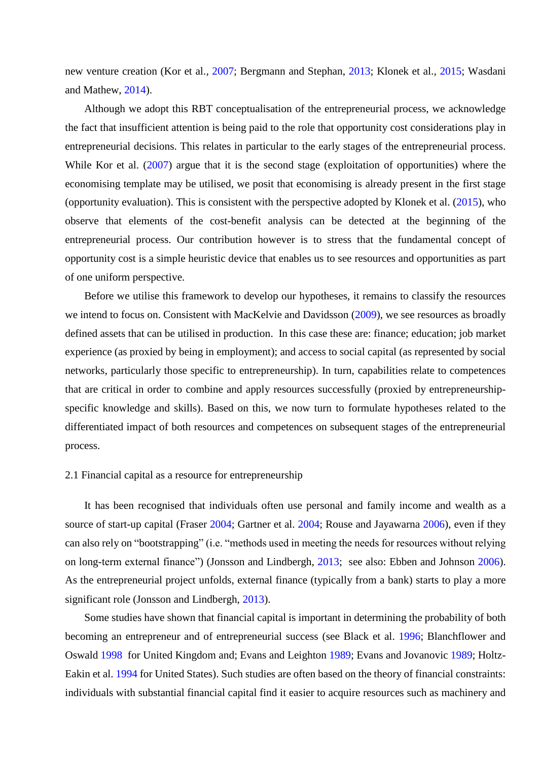new venture creation (Kor et al., 2007; Bergmann and Stephan, 2013; Klonek et al., 2015; Wasdani and Mathew, 2014).

Although we adopt this RBT conceptualisation of the entrepreneurial process, we acknowledge the fact that insufficient attention is being paid to the role that opportunity cost considerations play in entrepreneurial decisions. This relates in particular to the early stages of the entrepreneurial process. While Kor et al. (2007) argue that it is the second stage (exploitation of opportunities) where the economising template may be utilised, we posit that economising is already present in the first stage (opportunity evaluation). This is consistent with the perspective adopted by Klonek et al. (2015), who observe that elements of the cost-benefit analysis can be detected at the beginning of the entrepreneurial process. Our contribution however is to stress that the fundamental concept of opportunity cost is a simple heuristic device that enables us to see resources and opportunities as part of one uniform perspective.

Before we utilise this framework to develop our hypotheses, it remains to classify the resources we intend to focus on. Consistent with MacKelvie and Davidsson (2009), we see resources as broadly defined assets that can be utilised in production. In this case these are: finance; education; job market experience (as proxied by being in employment); and access to social capital (as represented by social networks, particularly those specific to entrepreneurship). In turn, capabilities relate to competences that are critical in order to combine and apply resources successfully (proxied by entrepreneurship-specific knowledge and skills). Based on this, we now turn to formulate hypotheses related to the differentiated impact of both resources and competences on subsequent stages of the entrepreneurial process.

### 2.1 Financial capital as a resource for entrepreneurship

It has been recognised that individuals often use personal and family income and wealth as a source of start-up capital (Fraser 2004; Gartner et al. 2004; Rouse and Jayawarna 2006), even if they can also rely on "bootstrapping" (i.e. "methods used in meeting the needs for resources without relying on long-term external finance") (Jonsson and Lindbergh, 2013; see also: Ebben and Johnson 2006). As the entrepreneurial project unfolds, external finance (typically from a bank) starts to play a more significant role (Jonsson and Lindbergh, 2013).

Some studies have shown that financial capital is important in determining the probability of both becoming an entrepreneur and of entrepreneurial success (see Black et al. 1996; Blanchflower and Oswald 1998 for United Kingdom and; Evans and Leighton 1989; Evans and Jovanovic 1989; Holtz-Eakin et al. 1994 for United States). Such studies are often based on the theory of financial constraints: individuals with substantial financial capital find it easier to acquire resources such as machinery and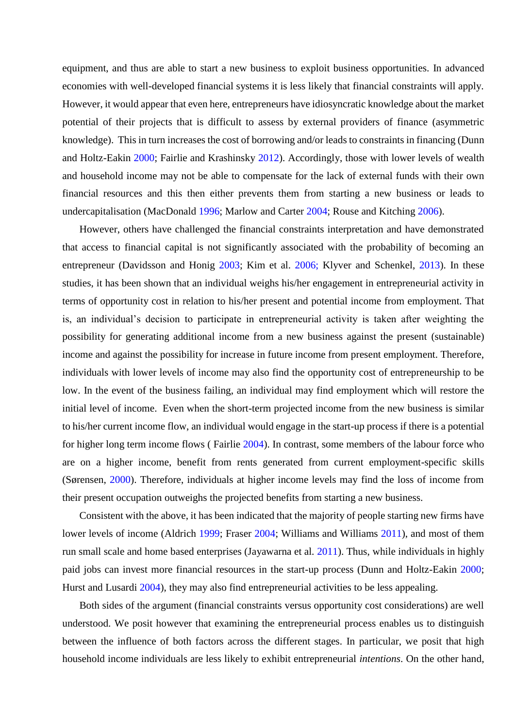equipment, and thus are able to start a new business to exploit business opportunities. In advanced economies with well-developed financial systems it is less likely that financial constraints will apply. However, it would appear that even here, entrepreneurs have idiosyncratic knowledge about the market potential of their projects that is difficult to assess by external providers of finance (asymmetric knowledge). This in turn increases the cost of borrowing and/or leads to constraints in financing (Dunn and Holtz-Eakin 2000; Fairlie and Krashinsky 2012). Accordingly, those with lower levels of wealth and household income may not be able to compensate for the lack of external funds with their own financial resources and this then either prevents them from starting a new business or leads to undercapitalisation (MacDonald 1996; Marlow and Carter 2004; Rouse and Kitching 2006).

However, others have challenged the financial constraints interpretation and have demonstrated that access to financial capital is not significantly associated with the probability of becoming an entrepreneur (Davidsson and Honig 2003; Kim et al. 2006; Klyver and Schenkel, 2013). In these studies, it has been shown that an individual weighs his/her engagement in entrepreneurial activity in terms of opportunity cost in relation to his/her present and potential income from employment. That is, an individual's decision to participate in entrepreneurial activity is taken after weighting the possibility for generating additional income from a new business against the present (sustainable) income and against the possibility for increase in future income from present employment. Therefore, individuals with lower levels of income may also find the opportunity cost of entrepreneurship to be low. In the event of the business failing, an individual may find employment which will restore the initial level of income. Even when the short-term projected income from the new business is similar to his/her current income flow, an individual would engage in the start-up process if there is a potential for higher long term income flows ( Fairlie 2004). In contrast, some members of the labour force who are on a higher income, benefit from rents generated from current employment-specific skills (Sørensen, 2000). Therefore, individuals at higher income levels may find the loss of income from their present occupation outweighs the projected benefits from starting a new business.

Consistent with the above, it has been indicated that the majority of people starting new firms have lower levels of income (Aldrich 1999; Fraser 2004; Williams and Williams 2011), and most of them run small scale and home based enterprises (Jayawarna et al. 2011). Thus, while individuals in highly paid jobs can invest more financial resources in the start-up process (Dunn and Holtz-Eakin 2000; Hurst and Lusardi 2004), they may also find entrepreneurial activities to be less appealing.

Both sides of the argument (financial constraints versus opportunity cost considerations) are well understood. We posit however that examining the entrepreneurial process enables us to distinguish between the influence of both factors across the different stages. In particular, we posit that high household income individuals are less likely to exhibit entrepreneurial *intentions*. On the other hand,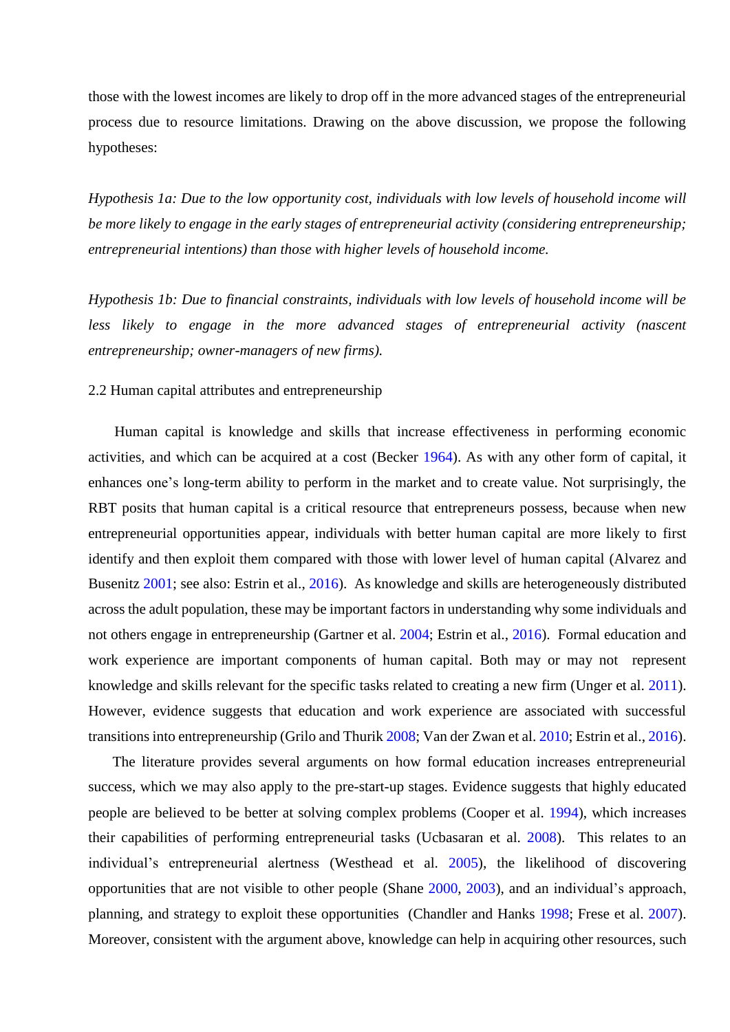those with the lowest incomes are likely to drop off in the more advanced stages of the entrepreneurial process due to resource limitations. Drawing on the above discussion, we propose the following hypotheses:

*Hypothesis 1a: Due to the low opportunity cost, individuals with low levels of household income will be more likely to engage in the early stages of entrepreneurial activity (considering entrepreneurship; entrepreneurial intentions) than those with higher levels of household income.*

*Hypothesis 1b: Due to financial constraints, individuals with low levels of household income will be less likely to engage in the more advanced stages of entrepreneurial activity (nascent entrepreneurship; owner-managers of new firms).*

### 2.2 Human capital attributes and entrepreneurship

Human capital is knowledge and skills that increase effectiveness in performing economic activities, and which can be acquired at a cost (Becker 1964). As with any other form of capital, it enhances one's long-term ability to perform in the market and to create value. Not surprisingly, the RBT posits that human capital is a critical resource that entrepreneurs possess, because when new entrepreneurial opportunities appear, individuals with better human capital are more likely to first identify and then exploit them compared with those with lower level of human capital (Alvarez and Busenitz 2001; see also: Estrin et al., 2016). As knowledge and skills are heterogeneously distributed across the adult population, these may be important factors in understanding why some individuals and not others engage in entrepreneurship (Gartner et al. 2004; Estrin et al., 2016). Formal education and work experience are important components of human capital. Both may or may not represent knowledge and skills relevant for the specific tasks related to creating a new firm (Unger et al. 2011). However, evidence suggests that education and work experience are associated with successful transitions into entrepreneurship (Grilo and Thurik 2008; Van der Zwan et al. 2010; Estrin et al., 2016).

The literature provides several arguments on how formal education increases entrepreneurial success, which we may also apply to the pre-start-up stages. Evidence suggests that highly educated people are believed to be better at solving complex problems (Cooper et al. 1994), which increases their capabilities of performing entrepreneurial tasks (Ucbasaran et al. 2008). This relates to an individual's entrepreneurial alertness (Westhead et al. 2005), the likelihood of discovering opportunities that are not visible to other people (Shane 2000, 2003), and an individual's approach, planning, and strategy to exploit these opportunities (Chandler and Hanks 1998; Frese et al. 2007). Moreover, consistent with the argument above, knowledge can help in acquiring other resources, such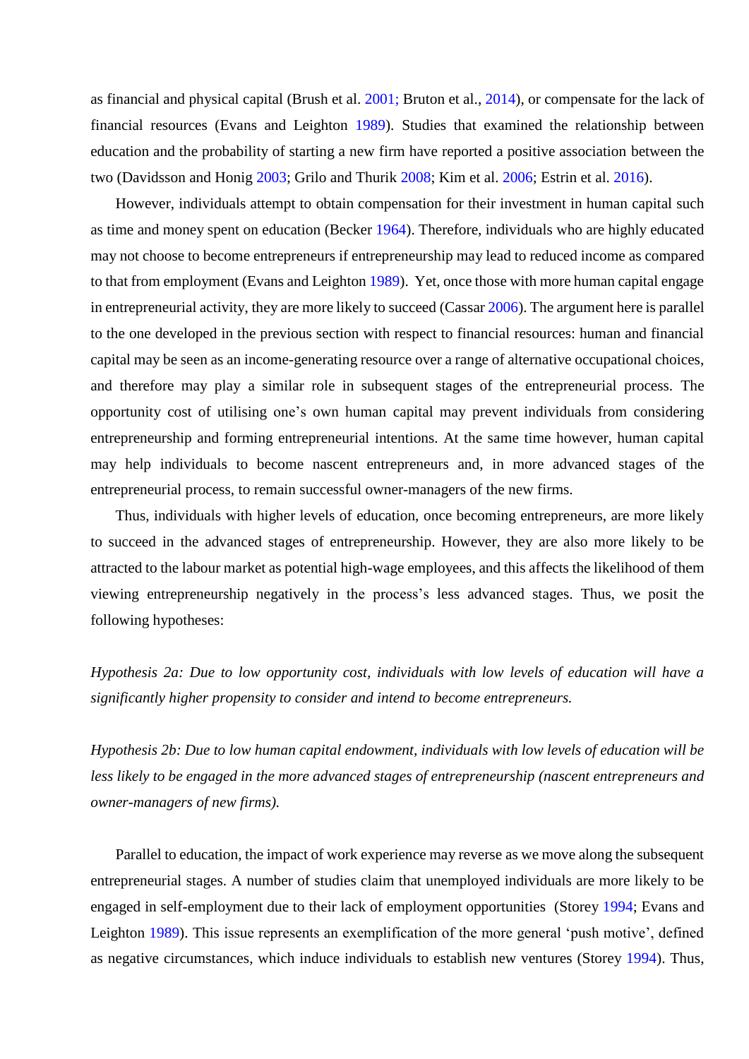as financial and physical capital (Brush et al. 2001; Bruton et al., 2014), or compensate for the lack of financial resources (Evans and Leighton 1989). Studies that examined the relationship between education and the probability of starting a new firm have reported a positive association between the two (Davidsson and Honig 2003; Grilo and Thurik 2008; Kim et al. 2006; Estrin et al. 2016).

However, individuals attempt to obtain compensation for their investment in human capital such as time and money spent on education (Becker 1964). Therefore, individuals who are highly educated may not choose to become entrepreneurs if entrepreneurship may lead to reduced income as compared to that from employment (Evans and Leighton 1989). Yet, once those with more human capital engage in entrepreneurial activity, they are more likely to succeed (Cassar 2006). The argument here is parallel to the one developed in the previous section with respect to financial resources: human and financial capital may be seen as an income-generating resource over a range of alternative occupational choices, and therefore may play a similar role in subsequent stages of the entrepreneurial process. The opportunity cost of utilising one's own human capital may prevent individuals from considering entrepreneurship and forming entrepreneurial intentions. At the same time however, human capital may help individuals to become nascent entrepreneurs and, in more advanced stages of the entrepreneurial process, to remain successful owner-managers of the new firms.

Thus, individuals with higher levels of education, once becoming entrepreneurs, are more likely to succeed in the advanced stages of entrepreneurship. However, they are also more likely to be attracted to the labour market as potential high-wage employees, and this affects the likelihood of them viewing entrepreneurship negatively in the process's less advanced stages. Thus, we posit the following hypotheses:

*Hypothesis 2a: Due to low opportunity cost, individuals with low levels of education will have a significantly higher propensity to consider and intend to become entrepreneurs.*

*Hypothesis 2b: Due to low human capital endowment, individuals with low levels of education will be less likely to be engaged in the more advanced stages of entrepreneurship (nascent entrepreneurs and owner-managers of new firms).*

Parallel to education, the impact of work experience may reverse as we move along the subsequent entrepreneurial stages. A number of studies claim that unemployed individuals are more likely to be engaged in self-employment due to their lack of employment opportunities (Storey 1994; Evans and Leighton 1989). This issue represents an exemplification of the more general 'push motive', defined as negative circumstances, which induce individuals to establish new ventures (Storey 1994). Thus,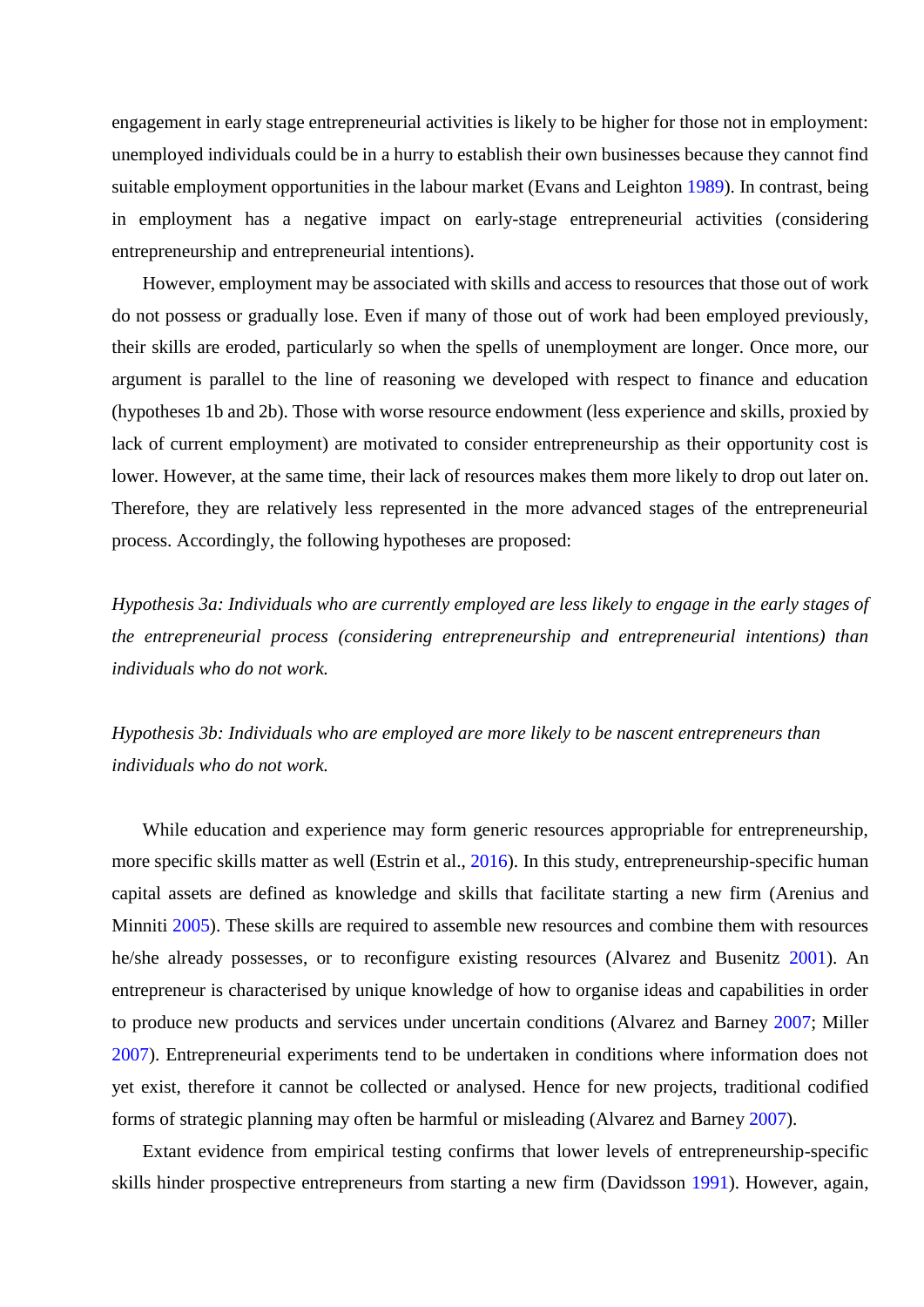engagement in early stage entrepreneurial activities is likely to be higher for those not in employment: unemployed individuals could be in a hurry to establish their own businesses because they cannot find suitable employment opportunities in the labour market (Evans and Leighton 1989). In contrast, being in employment has a negative impact on early-stage entrepreneurial activities (considering entrepreneurship and entrepreneurial intentions).

However, employment may be associated with skills and access to resources that those out of work do not possess or gradually lose. Even if many of those out of work had been employed previously, their skills are eroded, particularly so when the spells of unemployment are longer. Once more, our argument is parallel to the line of reasoning we developed with respect to finance and education (hypotheses 1b and 2b). Those with worse resource endowment (less experience and skills, proxied by lack of current employment) are motivated to consider entrepreneurship as their opportunity cost is lower. However, at the same time, their lack of resources makes them more likely to drop out later on. Therefore, they are relatively less represented in the more advanced stages of the entrepreneurial process. Accordingly, the following hypotheses are proposed:

*Hypothesis 3a: Individuals who are currently employed are less likely to engage in the early stages of the entrepreneurial process (considering entrepreneurship and entrepreneurial intentions) than individuals who do not work.*

*Hypothesis 3b: Individuals who are employed are more likely to be nascent entrepreneurs than individuals who do not work.*

While education and experience may form generic resources appropriable for entrepreneurship, more specific skills matter as well (Estrin et al., 2016). In this study, entrepreneurship-specific human capital assets are defined as knowledge and skills that facilitate starting a new firm (Arenius and Minniti 2005). These skills are required to assemble new resources and combine them with resources he/she already possesses, or to reconfigure existing resources (Alvarez and Busenitz 2001). An entrepreneur is characterised by unique knowledge of how to organise ideas and capabilities in order to produce new products and services under uncertain conditions (Alvarez and Barney 2007; Miller 2007). Entrepreneurial experiments tend to be undertaken in conditions where information does not yet exist, therefore it cannot be collected or analysed. Hence for new projects, traditional codified forms of strategic planning may often be harmful or misleading (Alvarez and Barney 2007).

Extant evidence from empirical testing confirms that lower levels of entrepreneurship-specific skills hinder prospective entrepreneurs from starting a new firm (Davidsson 1991). However, again,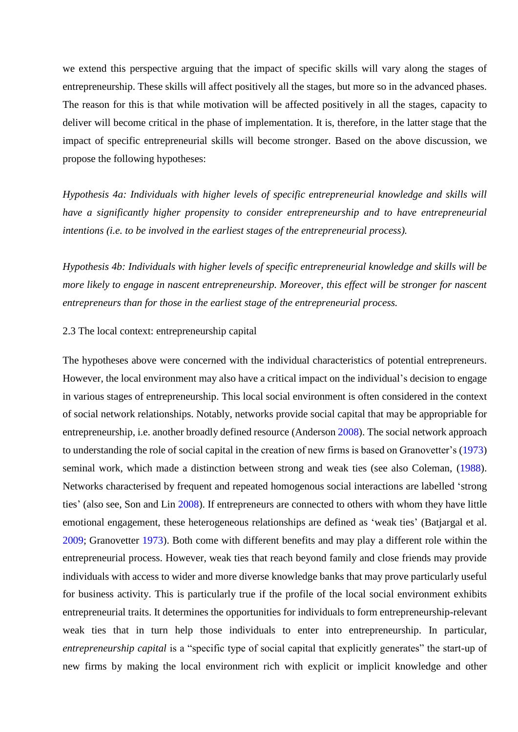we extend this perspective arguing that the impact of specific skills will vary along the stages of entrepreneurship. These skills will affect positively all the stages, but more so in the advanced phases. The reason for this is that while motivation will be affected positively in all the stages, capacity to deliver will become critical in the phase of implementation. It is, therefore, in the latter stage that the impact of specific entrepreneurial skills will become stronger. Based on the above discussion, we propose the following hypotheses:

*Hypothesis 4a: Individuals with higher levels of specific entrepreneurial knowledge and skills will have a significantly higher propensity to consider entrepreneurship and to have entrepreneurial intentions (i.e. to be involved in the earliest stages of the entrepreneurial process).*

*Hypothesis 4b: Individuals with higher levels of specific entrepreneurial knowledge and skills will be more likely to engage in nascent entrepreneurship. Moreover, this effect will be stronger for nascent entrepreneurs than for those in the earliest stage of the entrepreneurial process.*

### 2.3 The local context: entrepreneurship capital

The hypotheses above were concerned with the individual characteristics of potential entrepreneurs. However, the local environment may also have a critical impact on the individual's decision to engage in various stages of entrepreneurship. This local social environment is often considered in the context of social network relationships. Notably, networks provide social capital that may be appropriable for entrepreneurship, i.e. another broadly defined resource (Anderson 2008). The social network approach to understanding the role of social capital in the creation of new firms is based on Granovetter's (1973) seminal work, which made a distinction between strong and weak ties (see also Coleman, (1988). Networks characterised by frequent and repeated homogenous social interactions are labelled 'strong ties' (also see, Son and Lin 2008). If entrepreneurs are connected to others with whom they have little emotional engagement, these heterogeneous relationships are defined as 'weak ties' (Batjargal et al. 2009; Granovetter 1973). Both come with different benefits and may play a different role within the entrepreneurial process. However, weak ties that reach beyond family and close friends may provide individuals with access to wider and more diverse knowledge banks that may prove particularly useful for business activity. This is particularly true if the profile of the local social environment exhibits entrepreneurial traits. It determines the opportunities for individuals to form entrepreneurship-relevant weak ties that in turn help those individuals to enter into entrepreneurship. In particular, *entrepreneurship capital* is a "specific type of social capital that explicitly generates" the start-up of new firms by making the local environment rich with explicit or implicit knowledge and other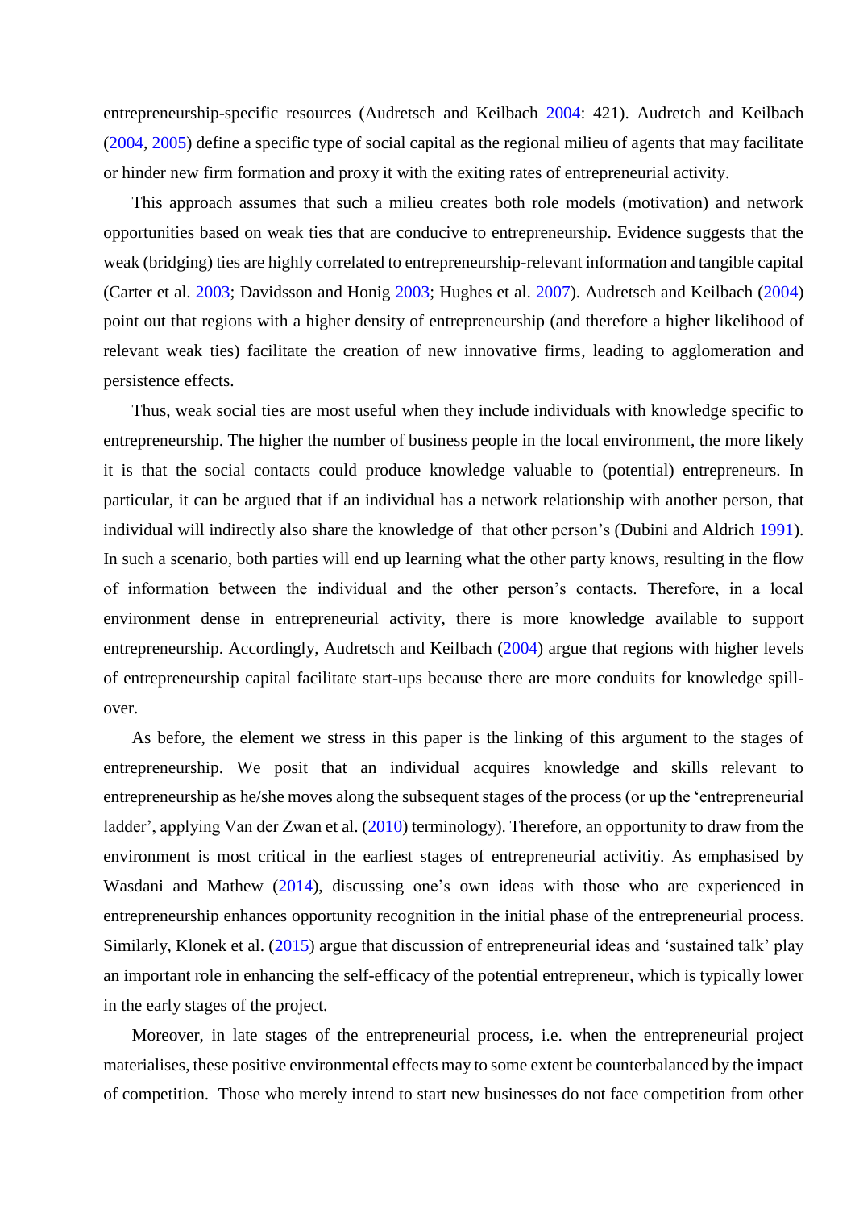entrepreneurship-specific resources (Audretsch and Keilbach 2004: 421). Audretch and Keilbach (2004, 2005) define a specific type of social capital as the regional milieu of agents that may facilitate or hinder new firm formation and proxy it with the exiting rates of entrepreneurial activity.

This approach assumes that such a milieu creates both role models (motivation) and network opportunities based on weak ties that are conducive to entrepreneurship. Evidence suggests that the weak (bridging) ties are highly correlated to entrepreneurship-relevant information and tangible capital (Carter et al. 2003; Davidsson and Honig 2003; Hughes et al. 2007). Audretsch and Keilbach (2004) point out that regions with a higher density of entrepreneurship (and therefore a higher likelihood of relevant weak ties) facilitate the creation of new innovative firms, leading to agglomeration and persistence effects.

Thus, weak social ties are most useful when they include individuals with knowledge specific to entrepreneurship. The higher the number of business people in the local environment, the more likely it is that the social contacts could produce knowledge valuable to (potential) entrepreneurs. In particular, it can be argued that if an individual has a network relationship with another person, that individual will indirectly also share the knowledge of that other person's (Dubini and Aldrich 1991). In such a scenario, both parties will end up learning what the other party knows, resulting in the flow of information between the individual and the other person's contacts. Therefore, in a local environment dense in entrepreneurial activity, there is more knowledge available to support entrepreneurship. Accordingly, Audretsch and Keilbach (2004) argue that regions with higher levels of entrepreneurship capital facilitate start-ups because there are more conduits for knowledge spill-over.

As before, the element we stress in this paper is the linking of this argument to the stages of entrepreneurship. We posit that an individual acquires knowledge and skills relevant to entrepreneurship as he/she moves along the subsequent stages of the process (or up the 'entrepreneurial ladder', applying Van der Zwan et al. (2010) terminology). Therefore, an opportunity to draw from the environment is most critical in the earliest stages of entrepreneurial activitiy. As emphasised by Wasdani and Mathew (2014), discussing one's own ideas with those who are experienced in entrepreneurship enhances opportunity recognition in the initial phase of the entrepreneurial process. Similarly, Klonek et al. (2015) argue that discussion of entrepreneurial ideas and 'sustained talk' play an important role in enhancing the self-efficacy of the potential entrepreneur, which is typically lower in the early stages of the project.

Moreover, in late stages of the entrepreneurial process, i.e. when the entrepreneurial project materialises, these positive environmental effects may to some extent be counterbalanced by the impact of competition. Those who merely intend to start new businesses do not face competition from other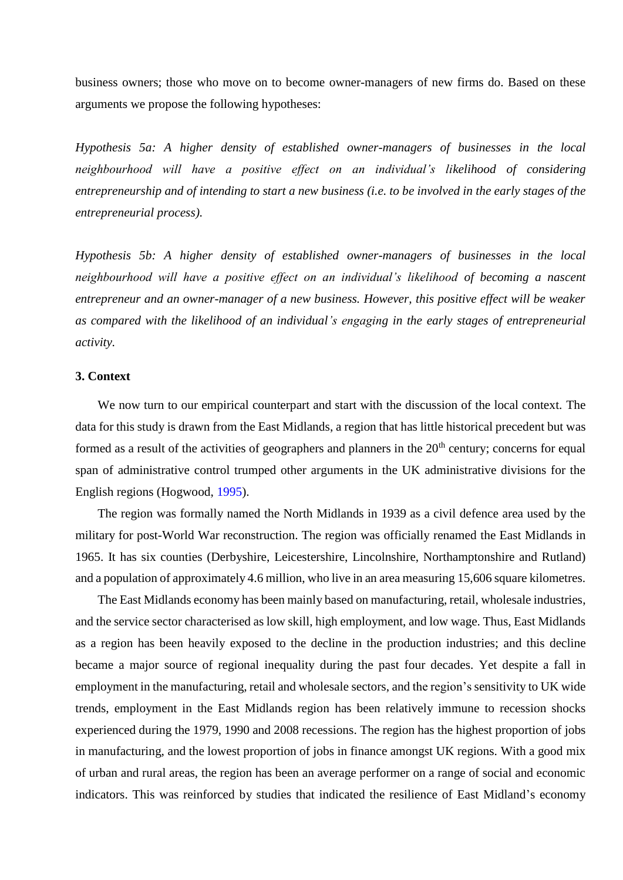business owners; those who move on to become owner-managers of new firms do. Based on these arguments we propose the following hypotheses:

*Hypothesis 5a: A higher density of established owner-managers of businesses in the local neighbourhood will have a positive effect on an individual's likelihood of considering entrepreneurship and of intending to start a new business (i.e. to be involved in the early stages of the entrepreneurial process).*

*Hypothesis 5b: A higher density of established owner-managers of businesses in the local neighbourhood will have a positive effect on an individual's likelihood of becoming a nascent entrepreneur and an owner-manager of a new business. However, this positive effect will be weaker as compared with the likelihood of an individual's engaging in the early stages of entrepreneurial activity.*

### 3. Context

We now turn to our empirical counterpart and start with the discussion of the local context. The data for this study is drawn from the East Midlands, a region that has little historical precedent but was formed as a result of the activities of geographers and planners in the 20th century; concerns for equal span of administrative control trumped other arguments in the UK administrative divisions for the English regions (Hogwood, 1995).

The region was formally named the North Midlands in 1939 as a civil defence area used by the military for post-World War reconstruction. The region was officially renamed the East Midlands in 1965. It has six counties (Derbyshire, Leicestershire, Lincolnshire, Northamptonshire and Rutland) and a population of approximately 4.6 million, who live in an area measuring 15,606 square kilometres.

The East Midlands economy has been mainly based on manufacturing, retail, wholesale industries, and the service sector characterised as low skill, high employment, and low wage. Thus, East Midlands as a region has been heavily exposed to the decline in the production industries; and this decline became a major source of regional inequality during the past four decades. Yet despite a fall in employment in the manufacturing, retail and wholesale sectors, and the region's sensitivity to UK wide trends, employment in the East Midlands region has been relatively immune to recession shocks experienced during the 1979, 1990 and 2008 recessions. The region has the highest proportion of jobs in manufacturing, and the lowest proportion of jobs in finance amongst UK regions. With a good mix of urban and rural areas, the region has been an average performer on a range of social and economic indicators. This was reinforced by studies that indicated the resilience of East Midland's economy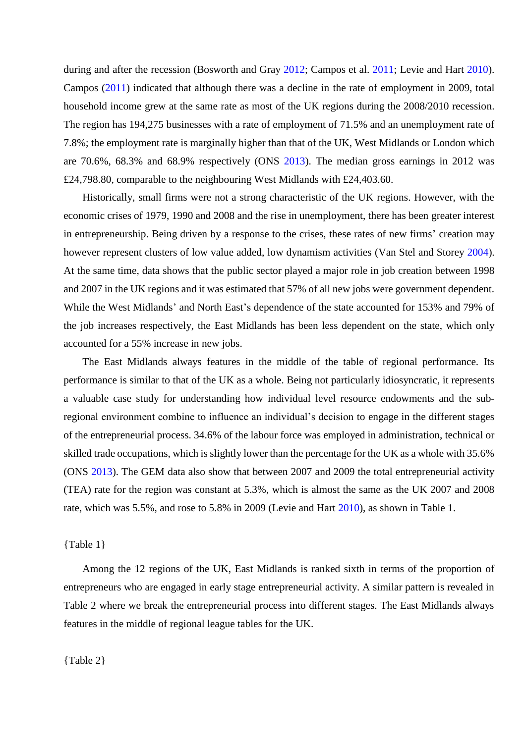during and after the recession (Bosworth and Gray 2012; Campos et al. 2011; Levie and Hart 2010). Campos (2011) indicated that although there was a decline in the rate of employment in 2009, total household income grew at the same rate as most of the UK regions during the 2008/2010 recession. The region has 194,275 businesses with a rate of employment of 71.5% and an unemployment rate of 7.8%; the employment rate is marginally higher than that of the UK, West Midlands or London which are 70.6%, 68.3% and 68.9% respectively (ONS 2013). The median gross earnings in 2012 was £24,798.80, comparable to the neighbouring West Midlands with £24,403.60.

Historically, small firms were not a strong characteristic of the UK regions. However, with the economic crises of 1979, 1990 and 2008 and the rise in unemployment, there has been greater interest in entrepreneurship. Being driven by a response to the crises, these rates of new firms' creation may however represent clusters of low value added, low dynamism activities (Van Stel and Storey 2004). At the same time, data shows that the public sector played a major role in job creation between 1998 and 2007 in the UK regions and it was estimated that 57% of all new jobs were government dependent. While the West Midlands' and North East's dependence of the state accounted for 153% and 79% of the job increases respectively, the East Midlands has been less dependent on the state, which only accounted for a 55% increase in new jobs.

The East Midlands always features in the middle of the table of regional performance. Its performance is similar to that of the UK as a whole. Being not particularly idiosyncratic, it represents a valuable case study for understanding how individual level resource endowments and the sub-regional environment combine to influence an individual's decision to engage in the different stages of the entrepreneurial process. 34.6% of the labour force was employed in administration, technical or skilled trade occupations, which is slightly lower than the percentage for the UK as a whole with 35.6% (ONS 2013). The GEM data also show that between 2007 and 2009 the total entrepreneurial activity (TEA) rate for the region was constant at 5.3%, which is almost the same as the UK 2007 and 2008 rate, which was 5.5%, and rose to 5.8% in 2009 (Levie and Hart 2010), as shown in Table 1.

{Table 1}

Among the 12 regions of the UK, East Midlands is ranked sixth in terms of the proportion of entrepreneurs who are engaged in early stage entrepreneurial activity. A similar pattern is revealed in Table 2 where we break the entrepreneurial process into different stages. The East Midlands always features in the middle of regional league tables for the UK.

{Table 2}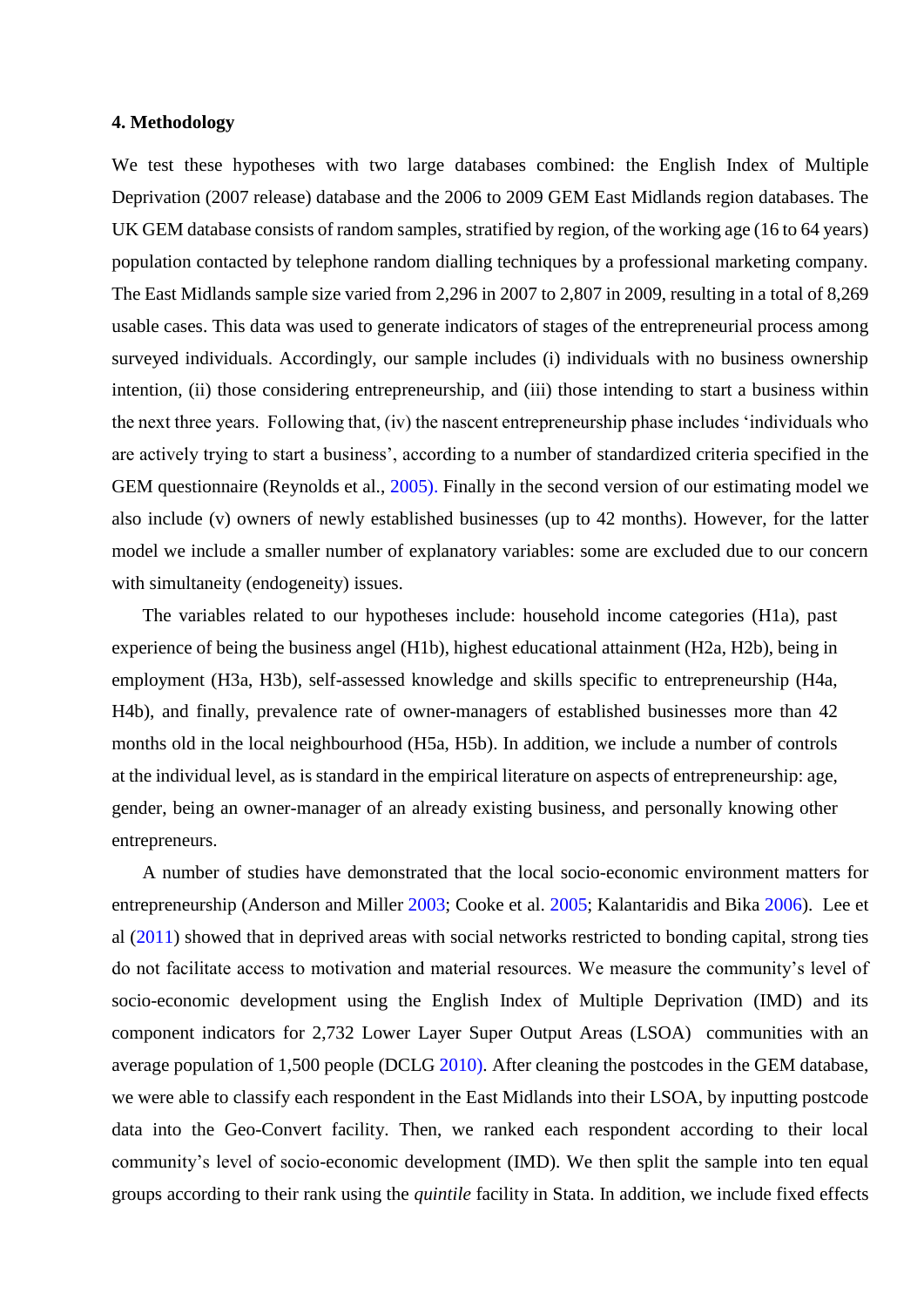**4. Methodology**

We test these hypotheses with two large databases combined: the English Index of Multiple Deprivation (2007 release) database and the 2006 to 2009 GEM East Midlands region databases. The UK GEM database consists of random samples, stratified by region, of the working age (16 to 64 years) population contacted by telephone random dialling techniques by a professional marketing company. The East Midlands sample size varied from 2,296 in 2007 to 2,807 in 2009, resulting in a total of 8,269 usable cases. This data was used to generate indicators of stages of the entrepreneurial process among surveyed individuals. Accordingly, our sample includes (i) individuals with no business ownership intention, (ii) those considering entrepreneurship, and (iii) those intending to start a business within the next three years. Following that, (iv) the nascent entrepreneurship phase includes 'individuals who are actively trying to start a business', according to a number of standardized criteria specified in the GEM questionnaire (Reynolds et al., 2005). Finally in the second version of our estimating model we also include (v) owners of newly established businesses (up to 42 months). However, for the latter model we include a smaller number of explanatory variables: some are excluded due to our concern with simultaneity (endogeneity) issues.

The variables related to our hypotheses include: household income categories (H1a), past experience of being the business angel (H1b), highest educational attainment (H2a, H2b), being in employment (H3a, H3b), self-assessed knowledge and skills specific to entrepreneurship (H4a, H4b), and finally, prevalence rate of owner-managers of established businesses more than 42 months old in the local neighbourhood (H5a, H5b). In addition, we include a number of controls at the individual level, as is standard in the empirical literature on aspects of entrepreneurship: age, gender, being an owner-manager of an already existing business, and personally knowing other entrepreneurs.

A number of studies have demonstrated that the local socio-economic environment matters for entrepreneurship (Anderson and Miller 2003; Cooke et al. 2005; Kalantaridis and Bika 2006). Lee et al (2011) showed that in deprived areas with social networks restricted to bonding capital, strong ties do not facilitate access to motivation and material resources. We measure the community's level of socio-economic development using the English Index of Multiple Deprivation (IMD) and its component indicators for 2,732 Lower Layer Super Output Areas (LSOA) communities with an average population of 1,500 people (DCLG 2010). After cleaning the postcodes in the GEM database, we were able to classify each respondent in the East Midlands into their LSOA, by inputting postcode data into the Geo-Convert facility. Then, we ranked each respondent according to their local community's level of socio-economic development (IMD). We then split the sample into ten equal groups according to their rank using the *quintile* facility in Stata. In addition, we include fixed effects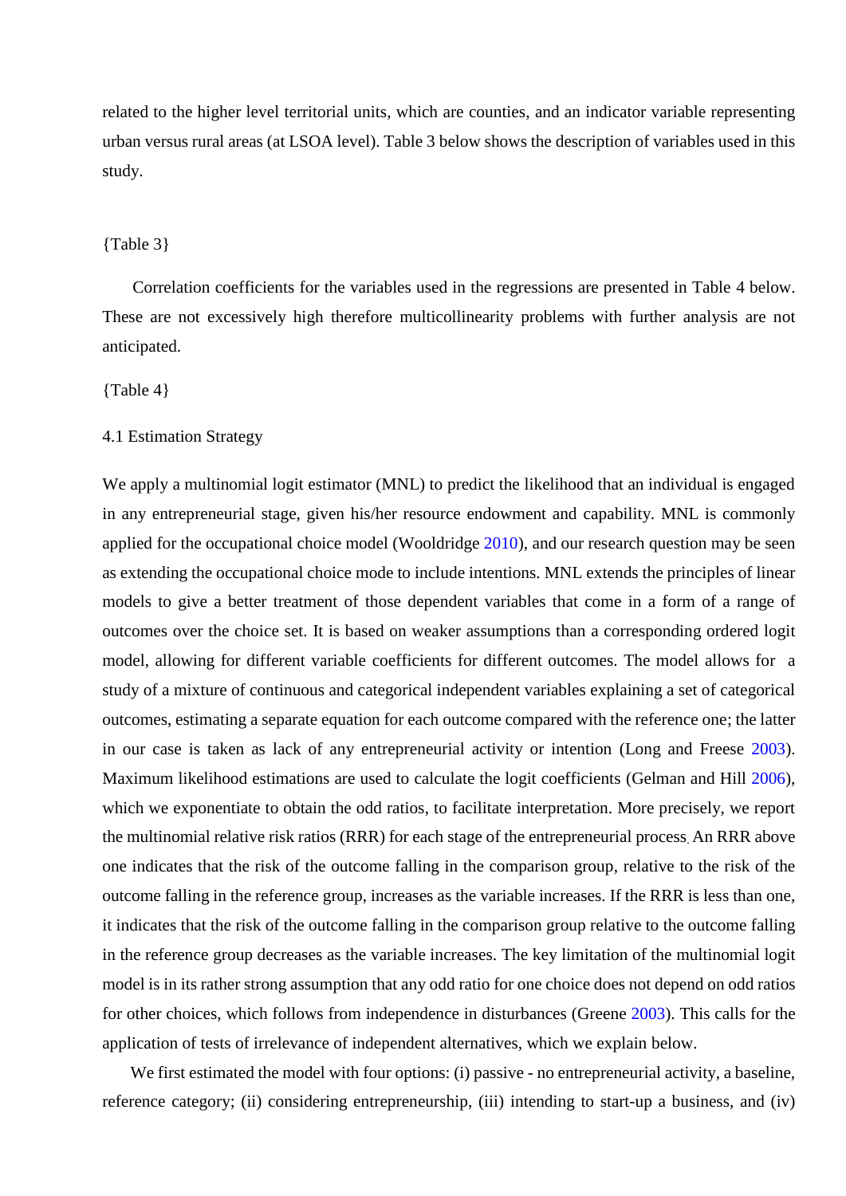related to the higher level territorial units, which are counties, and an indicator variable representing urban versus rural areas (at LSOA level). Table 3 below shows the description of variables used in this study.

{Table 3}

Correlation coefficients for the variables used in the regressions are presented in Table 4 below. These are not excessively high therefore multicollinearity problems with further analysis are not anticipated.

{Table 4}

### 4.1 Estimation Strategy

We apply a multinomial logit estimator (MNL) to predict the likelihood that an individual is engaged in any entrepreneurial stage, given his/her resource endowment and capability. MNL is commonly applied for the occupational choice model (Wooldridge 2010), and our research question may be seen as extending the occupational choice mode to include intentions. MNL extends the principles of linear models to give a better treatment of those dependent variables that come in a form of a range of outcomes over the choice set. It is based on weaker assumptions than a corresponding ordered logit model, allowing for different variable coefficients for different outcomes. The model allows for a study of a mixture of continuous and categorical independent variables explaining a set of categorical outcomes, estimating a separate equation for each outcome compared with the reference one; the latter in our case is taken as lack of any entrepreneurial activity or intention (Long and Freese 2003). Maximum likelihood estimations are used to calculate the logit coefficients (Gelman and Hill 2006), which we exponentiate to obtain the odd ratios, to facilitate interpretation. More precisely, we report the multinomial relative risk ratios (RRR) for each stage of the entrepreneurial process. An RRR above one indicates that the risk of the outcome falling in the comparison group, relative to the risk of the outcome falling in the reference group, increases as the variable increases. If the RRR is less than one, it indicates that the risk of the outcome falling in the comparison group relative to the outcome falling in the reference group decreases as the variable increases. The key limitation of the multinomial logit model is in its rather strong assumption that any odd ratio for one choice does not depend on odd ratios for other choices, which follows from independence in disturbances (Greene 2003). This calls for the application of tests of irrelevance of independent alternatives, which we explain below.

We first estimated the model with four options: (i) passive - no entrepreneurial activity, a baseline, reference category; (ii) considering entrepreneurship, (iii) intending to start-up a business, and (iv)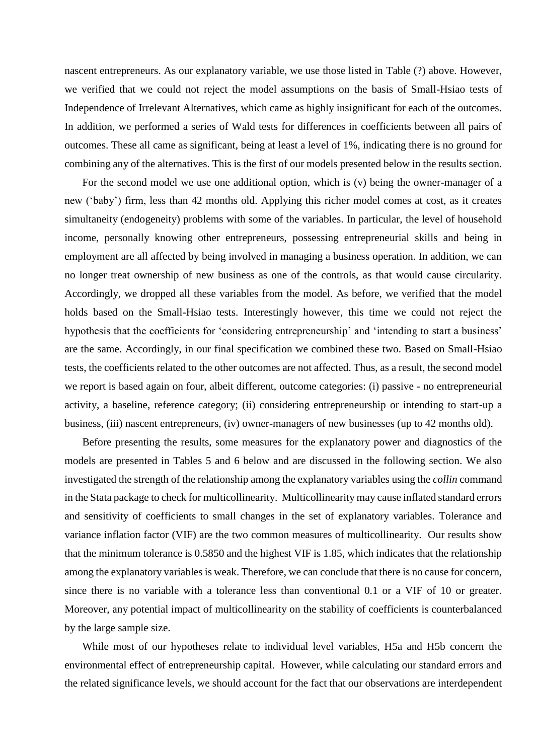nascent entrepreneurs. As our explanatory variable, we use those listed in Table (?) above. However, we verified that we could not reject the model assumptions on the basis of Small-Hsiao tests of Independence of Irrelevant Alternatives, which came as highly insignificant for each of the outcomes. In addition, we performed a series of Wald tests for differences in coefficients between all pairs of outcomes. These all came as significant, being at least a level of 1%, indicating there is no ground for combining any of the alternatives. This is the first of our models presented below in the results section.

For the second model we use one additional option, which is (v) being the owner-manager of a new ('baby') firm, less than 42 months old. Applying this richer model comes at cost, as it creates simultaneity (endogeneity) problems with some of the variables. In particular, the level of household income, personally knowing other entrepreneurs, possessing entrepreneurial skills and being in employment are all affected by being involved in managing a business operation. In addition, we can no longer treat ownership of new business as one of the controls, as that would cause circularity. Accordingly, we dropped all these variables from the model. As before, we verified that the model holds based on the Small-Hsiao tests. Interestingly however, this time we could not reject the hypothesis that the coefficients for 'considering entrepreneurship' and 'intending to start a business' are the same. Accordingly, in our final specification we combined these two. Based on Small-Hsiao tests, the coefficients related to the other outcomes are not affected. Thus, as a result, the second model we report is based again on four, albeit different, outcome categories: (i) passive - no entrepreneurial activity, a baseline, reference category; (ii) considering entrepreneurship or intending to start-up a business, (iii) nascent entrepreneurs, (iv) owner-managers of new businesses (up to 42 months old).

Before presenting the results, some measures for the explanatory power and diagnostics of the models are presented in Tables 5 and 6 below and are discussed in the following section. We also investigated the strength of the relationship among the explanatory variables using the *collin* command in the Stata package to check for multicollinearity. Multicollinearity may cause inflated standard errors and sensitivity of coefficients to small changes in the set of explanatory variables. Tolerance and variance inflation factor (VIF) are the two common measures of multicollinearity. Our results show that the minimum tolerance is 0.5850 and the highest VIF is 1.85, which indicates that the relationship among the explanatory variables is weak. Therefore, we can conclude that there is no cause for concern, since there is no variable with a tolerance less than conventional 0.1 or a VIF of 10 or greater. Moreover, any potential impact of multicollinearity on the stability of coefficients is counterbalanced by the large sample size.

While most of our hypotheses relate to individual level variables, H5a and H5b concern the environmental effect of entrepreneurship capital. However, while calculating our standard errors and the related significance levels, we should account for the fact that our observations are interdependent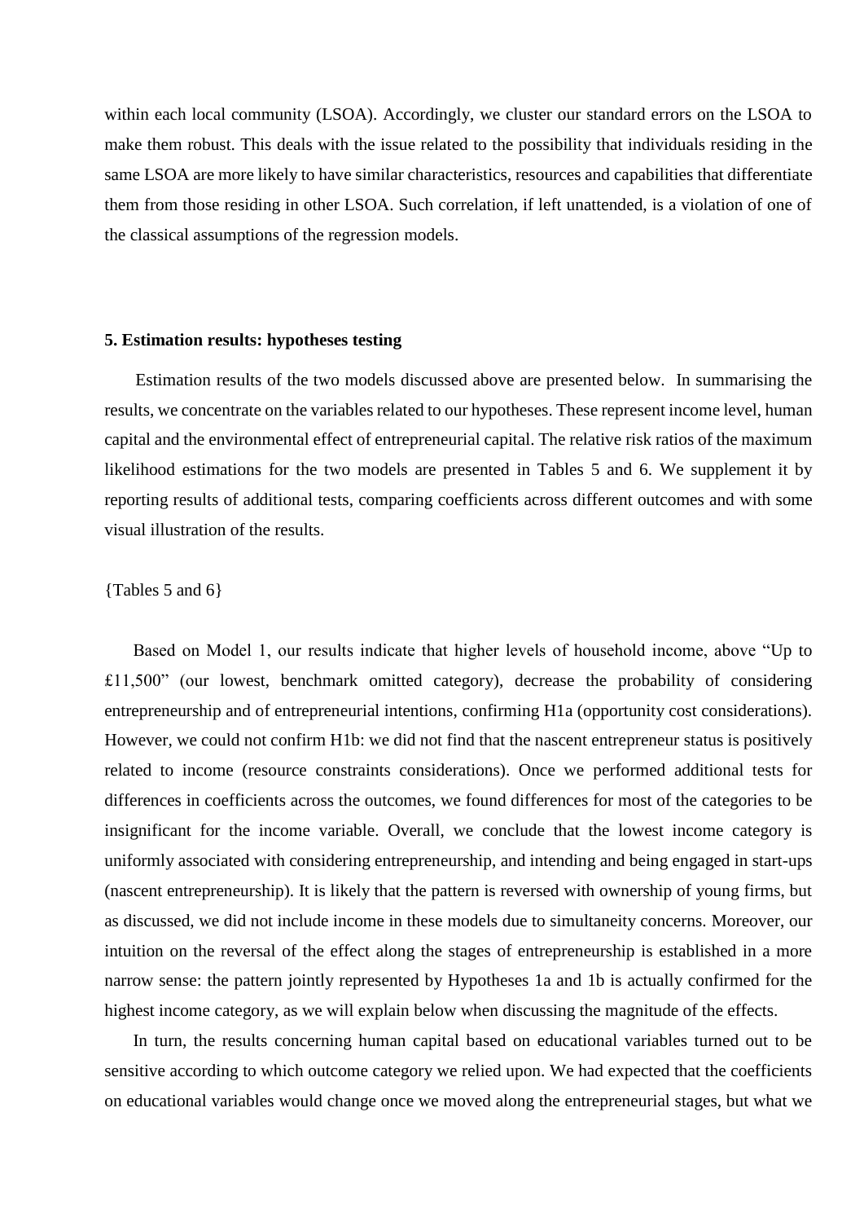within each local community (LSOA). Accordingly, we cluster our standard errors on the LSOA to make them robust. This deals with the issue related to the possibility that individuals residing in the same LSOA are more likely to have similar characteristics, resources and capabilities that differentiate them from those residing in other LSOA. Such correlation, if left unattended, is a violation of one of the classical assumptions of the regression models.

## 5. Estimation results: hypotheses testing

Estimation results of the two models discussed above are presented below. In summarising the results, we concentrate on the variables related to our hypotheses. These represent income level, human capital and the environmental effect of entrepreneurial capital. The relative risk ratios of the maximum likelihood estimations for the two models are presented in Tables 5 and 6. We supplement it by reporting results of additional tests, comparing coefficients across different outcomes and with some visual illustration of the results.

{Tables 5 and 6}

Based on Model 1, our results indicate that higher levels of household income, above "Up to £11,500" (our lowest, benchmark omitted category), decrease the probability of considering entrepreneurship and of entrepreneurial intentions, confirming H1a (opportunity cost considerations). However, we could not confirm H1b: we did not find that the nascent entrepreneur status is positively related to income (resource constraints considerations). Once we performed additional tests for differences in coefficients across the outcomes, we found differences for most of the categories to be insignificant for the income variable. Overall, we conclude that the lowest income category is uniformly associated with considering entrepreneurship, and intending and being engaged in start-ups (nascent entrepreneurship). It is likely that the pattern is reversed with ownership of young firms, but as discussed, we did not include income in these models due to simultaneity concerns. Moreover, our intuition on the reversal of the effect along the stages of entrepreneurship is established in a more narrow sense: the pattern jointly represented by Hypotheses 1a and 1b is actually confirmed for the highest income category, as we will explain below when discussing the magnitude of the effects.

In turn, the results concerning human capital based on educational variables turned out to be sensitive according to which outcome category we relied upon. We had expected that the coefficients on educational variables would change once we moved along the entrepreneurial stages, but what we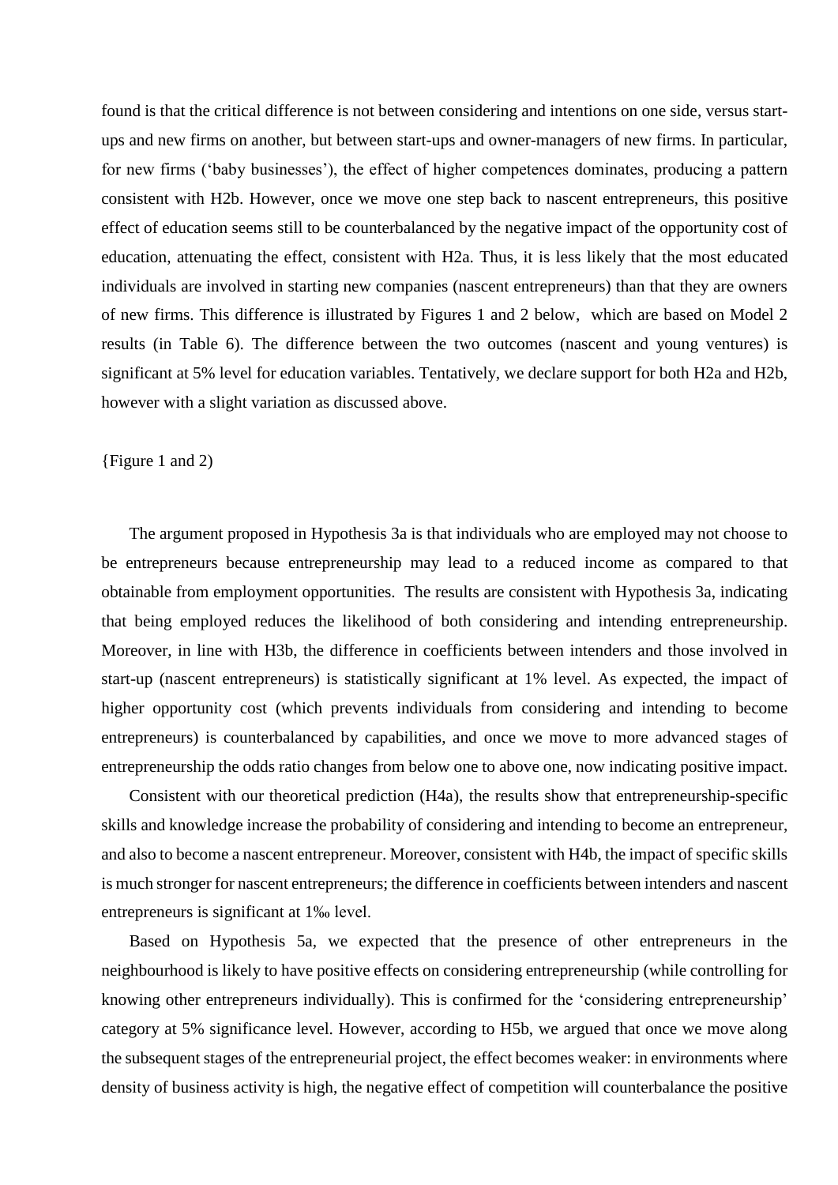found is that the critical difference is not between considering and intentions on one side, versus start-ups and new firms on another, but between start-ups and owner-managers of new firms. In particular, for new firms ('baby businesses'), the effect of higher competences dominates, producing a pattern consistent with H2b. However, once we move one step back to nascent entrepreneurs, this positive effect of education seems still to be counterbalanced by the negative impact of the opportunity cost of education, attenuating the effect, consistent with H2a. Thus, it is less likely that the most educated individuals are involved in starting new companies (nascent entrepreneurs) than that they are owners of new firms. This difference is illustrated by Figures 1 and 2 below, which are based on Model 2 results (in Table 6). The difference between the two outcomes (nascent and young ventures) is significant at 5% level for education variables. Tentatively, we declare support for both H2a and H2b, however with a slight variation as discussed above.

{Figure 1 and 2)

The argument proposed in Hypothesis 3a is that individuals who are employed may not choose to be entrepreneurs because entrepreneurship may lead to a reduced income as compared to that obtainable from employment opportunities. The results are consistent with Hypothesis 3a, indicating that being employed reduces the likelihood of both considering and intending entrepreneurship. Moreover, in line with H3b, the difference in coefficients between intenders and those involved in start-up (nascent entrepreneurs) is statistically significant at 1% level. As expected, the impact of higher opportunity cost (which prevents individuals from considering and intending to become entrepreneurs) is counterbalanced by capabilities, and once we move to more advanced stages of entrepreneurship the odds ratio changes from below one to above one, now indicating positive impact.

Consistent with our theoretical prediction (H4a), the results show that entrepreneurship-specific skills and knowledge increase the probability of considering and intending to become an entrepreneur, and also to become a nascent entrepreneur. Moreover, consistent with H4b, the impact of specific skills is much stronger for nascent entrepreneurs; the difference in coefficients between intenders and nascent entrepreneurs is significant at 1‰ level.

Based on Hypothesis 5a, we expected that the presence of other entrepreneurs in the neighbourhood is likely to have positive effects on considering entrepreneurship (while controlling for knowing other entrepreneurs individually). This is confirmed for the 'considering entrepreneurship' category at 5% significance level. However, according to H5b, we argued that once we move along the subsequent stages of the entrepreneurial project, the effect becomes weaker: in environments where density of business activity is high, the negative effect of competition will counterbalance the positive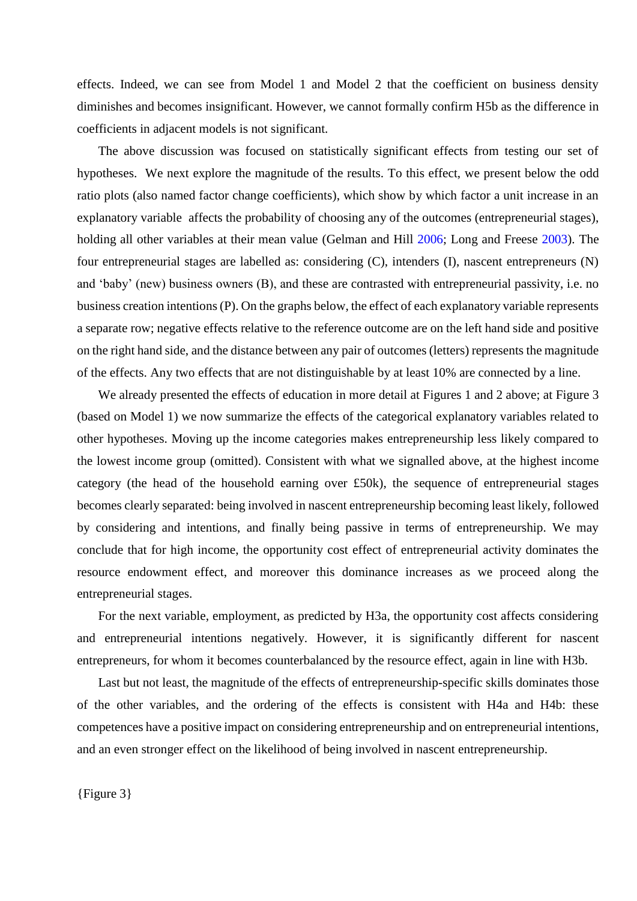effects. Indeed, we can see from Model 1 and Model 2 that the coefficient on business density diminishes and becomes insignificant. However, we cannot formally confirm H5b as the difference in coefficients in adjacent models is not significant.

The above discussion was focused on statistically significant effects from testing our set of hypotheses. We next explore the magnitude of the results. To this effect, we present below the odd ratio plots (also named factor change coefficients), which show by which factor a unit increase in an explanatory variable affects the probability of choosing any of the outcomes (entrepreneurial stages), holding all other variables at their mean value (Gelman and Hill 2006; Long and Freese 2003). The four entrepreneurial stages are labelled as: considering (C), intenders (I), nascent entrepreneurs (N) and 'baby' (new) business owners (B), and these are contrasted with entrepreneurial passivity, i.e. no business creation intentions (P). On the graphs below, the effect of each explanatory variable represents a separate row; negative effects relative to the reference outcome are on the left hand side and positive on the right hand side, and the distance between any pair of outcomes (letters) represents the magnitude of the effects. Any two effects that are not distinguishable by at least 10% are connected by a line.

We already presented the effects of education in more detail at Figures 1 and 2 above; at Figure 3 (based on Model 1) we now summarize the effects of the categorical explanatory variables related to other hypotheses. Moving up the income categories makes entrepreneurship less likely compared to the lowest income group (omitted). Consistent with what we signalled above, at the highest income category (the head of the household earning over £50k), the sequence of entrepreneurial stages becomes clearly separated: being involved in nascent entrepreneurship becoming least likely, followed by considering and intentions, and finally being passive in terms of entrepreneurship. We may conclude that for high income, the opportunity cost effect of entrepreneurial activity dominates the resource endowment effect, and moreover this dominance increases as we proceed along the entrepreneurial stages.

For the next variable, employment, as predicted by H3a, the opportunity cost affects considering and entrepreneurial intentions negatively. However, it is significantly different for nascent entrepreneurs, for whom it becomes counterbalanced by the resource effect, again in line with H3b.

Last but not least, the magnitude of the effects of entrepreneurship-specific skills dominates those of the other variables, and the ordering of the effects is consistent with H4a and H4b: these competences have a positive impact on considering entrepreneurship and on entrepreneurial intentions, and an even stronger effect on the likelihood of being involved in nascent entrepreneurship.

{Figure 3}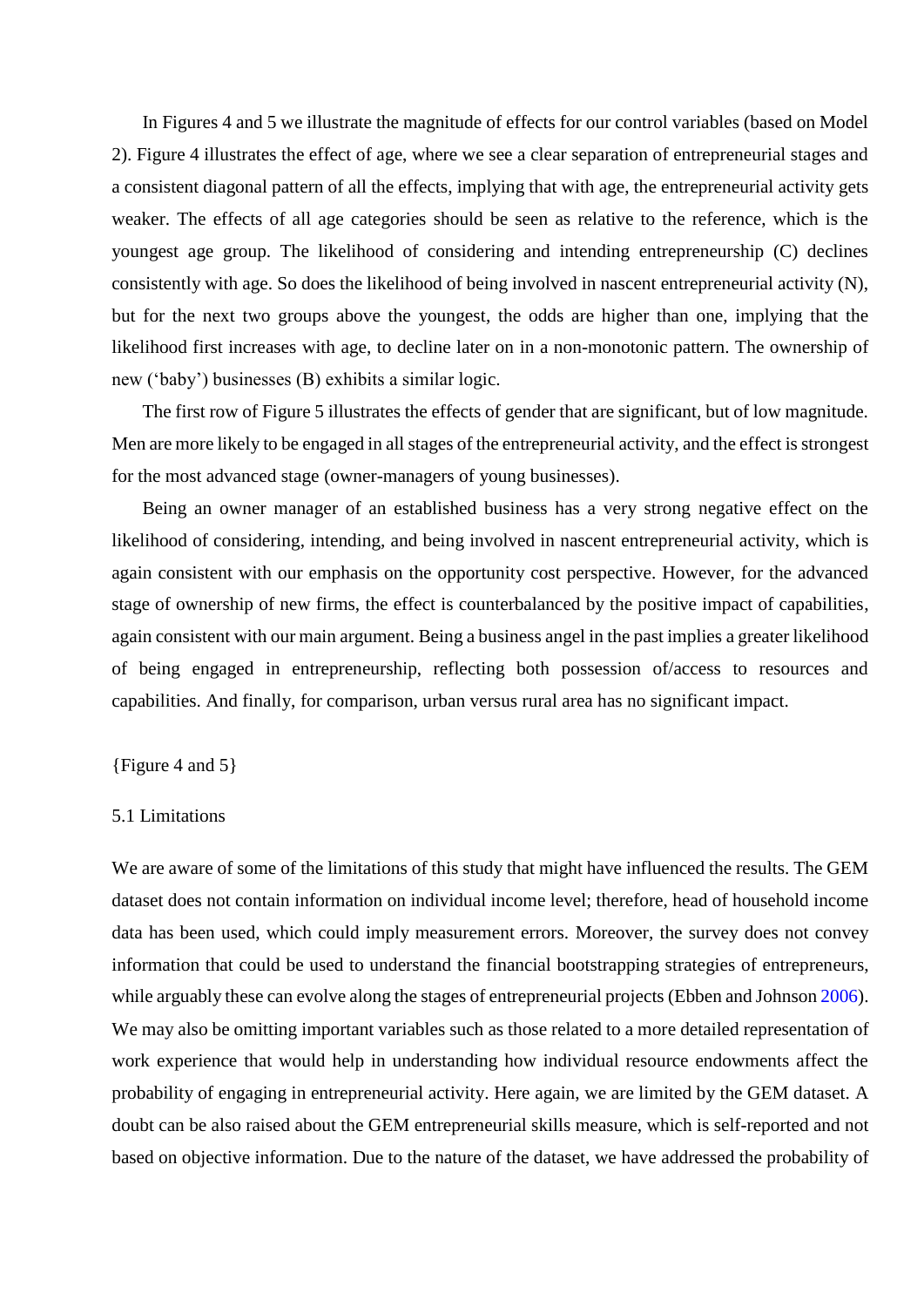In Figures 4 and 5 we illustrate the magnitude of effects for our control variables (based on Model 2). Figure 4 illustrates the effect of age, where we see a clear separation of entrepreneurial stages and a consistent diagonal pattern of all the effects, implying that with age, the entrepreneurial activity gets weaker. The effects of all age categories should be seen as relative to the reference, which is the youngest age group. The likelihood of considering and intending entrepreneurship (C) declines consistently with age. So does the likelihood of being involved in nascent entrepreneurial activity (N), but for the next two groups above the youngest, the odds are higher than one, implying that the likelihood first increases with age, to decline later on in a non-monotonic pattern. The ownership of new ('baby') businesses (B) exhibits a similar logic.

The first row of Figure 5 illustrates the effects of gender that are significant, but of low magnitude. Men are more likely to be engaged in all stages of the entrepreneurial activity, and the effect is strongest for the most advanced stage (owner-managers of young businesses).

Being an owner manager of an established business has a very strong negative effect on the likelihood of considering, intending, and being involved in nascent entrepreneurial activity, which is again consistent with our emphasis on the opportunity cost perspective. However, for the advanced stage of ownership of new firms, the effect is counterbalanced by the positive impact of capabilities, again consistent with our main argument. Being a business angel in the past implies a greater likelihood of being engaged in entrepreneurship, reflecting both possession of/access to resources and capabilities. And finally, for comparison, urban versus rural area has no significant impact.

{Figure 4 and 5}

## 5.1 Limitations

We are aware of some of the limitations of this study that might have influenced the results. The GEM dataset does not contain information on individual income level; therefore, head of household income data has been used, which could imply measurement errors. Moreover, the survey does not convey information that could be used to understand the financial bootstrapping strategies of entrepreneurs, while arguably these can evolve along the stages of entrepreneurial projects (Ebben and Johnson 2006). We may also be omitting important variables such as those related to a more detailed representation of work experience that would help in understanding how individual resource endowments affect the probability of engaging in entrepreneurial activity. Here again, we are limited by the GEM dataset. A doubt can be also raised about the GEM entrepreneurial skills measure, which is self-reported and not based on objective information. Due to the nature of the dataset, we have addressed the probability of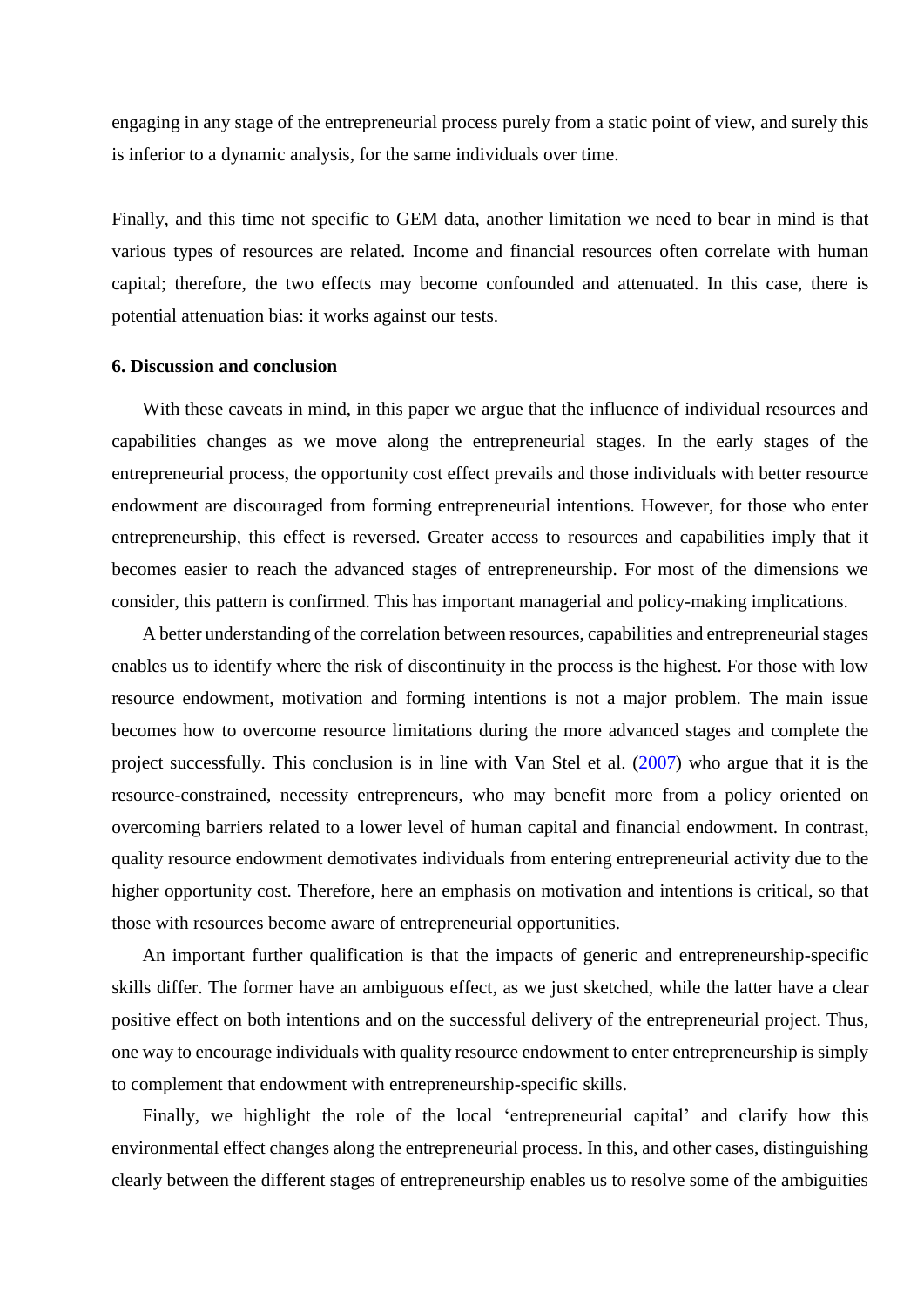engaging in any stage of the entrepreneurial process purely from a static point of view, and surely this is inferior to a dynamic analysis, for the same individuals over time.

Finally, and this time not specific to GEM data, another limitation we need to bear in mind is that various types of resources are related. Income and financial resources often correlate with human capital; therefore, the two effects may become confounded and attenuated. In this case, there is potential attenuation bias: it works against our tests.

## 6. Discussion and conclusion

With these caveats in mind, in this paper we argue that the influence of individual resources and capabilities changes as we move along the entrepreneurial stages. In the early stages of the entrepreneurial process, the opportunity cost effect prevails and those individuals with better resource endowment are discouraged from forming entrepreneurial intentions. However, for those who enter entrepreneurship, this effect is reversed. Greater access to resources and capabilities imply that it becomes easier to reach the advanced stages of entrepreneurship. For most of the dimensions we consider, this pattern is confirmed. This has important managerial and policy-making implications.

A better understanding of the correlation between resources, capabilities and entrepreneurial stages enables us to identify where the risk of discontinuity in the process is the highest. For those with low resource endowment, motivation and forming intentions is not a major problem. The main issue becomes how to overcome resource limitations during the more advanced stages and complete the project successfully. This conclusion is in line with Van Stel et al. (2007) who argue that it is the resource-constrained, necessity entrepreneurs, who may benefit more from a policy oriented on overcoming barriers related to a lower level of human capital and financial endowment. In contrast, quality resource endowment demotivates individuals from entering entrepreneurial activity due to the higher opportunity cost. Therefore, here an emphasis on motivation and intentions is critical, so that those with resources become aware of entrepreneurial opportunities.

An important further qualification is that the impacts of generic and entrepreneurship-specific skills differ. The former have an ambiguous effect, as we just sketched, while the latter have a clear positive effect on both intentions and on the successful delivery of the entrepreneurial project. Thus, one way to encourage individuals with quality resource endowment to enter entrepreneurship is simply to complement that endowment with entrepreneurship-specific skills.

Finally, we highlight the role of the local 'entrepreneurial capital' and clarify how this environmental effect changes along the entrepreneurial process. In this, and other cases, distinguishing clearly between the different stages of entrepreneurship enables us to resolve some of the ambiguities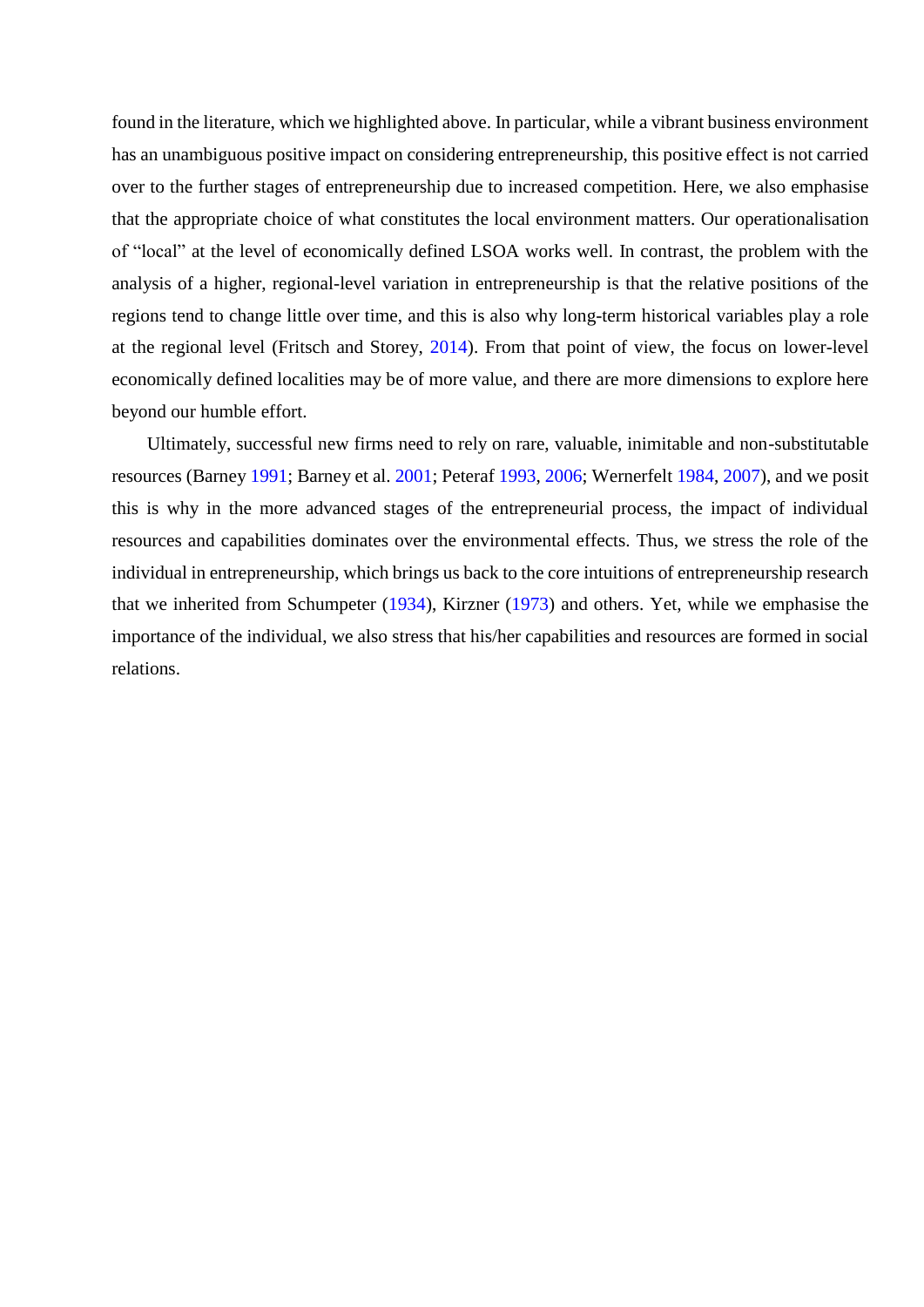found in the literature, which we highlighted above. In particular, while a vibrant business environment has an unambiguous positive impact on considering entrepreneurship, this positive effect is not carried over to the further stages of entrepreneurship due to increased competition. Here, we also emphasise that the appropriate choice of what constitutes the local environment matters. Our operationalisation of "local" at the level of economically defined LSOA works well. In contrast, the problem with the analysis of a higher, regional-level variation in entrepreneurship is that the relative positions of the regions tend to change little over time, and this is also why long-term historical variables play a role at the regional level (Fritsch and Storey, 2014). From that point of view, the focus on lower-level economically defined localities may be of more value, and there are more dimensions to explore here beyond our humble effort.

Ultimately, successful new firms need to rely on rare, valuable, inimitable and non-substitutable resources (Barney 1991; Barney et al. 2001; Peteraf 1993, 2006; Wernerfelt 1984, 2007), and we posit this is why in the more advanced stages of the entrepreneurial process, the impact of individual resources and capabilities dominates over the environmental effects. Thus, we stress the role of the individual in entrepreneurship, which brings us back to the core intuitions of entrepreneurship research that we inherited from Schumpeter (1934), Kirzner (1973) and others. Yet, while we emphasise the importance of the individual, we also stress that his/her capabilities and resources are formed in social relations.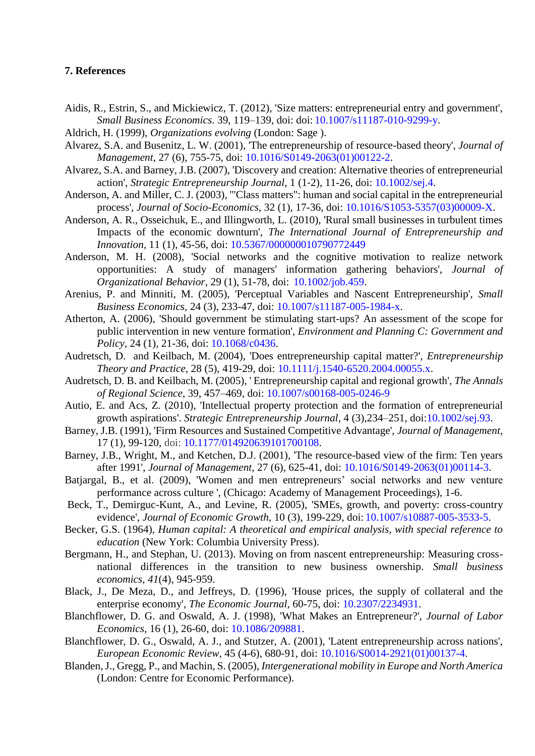**7. References**

Aidis, R., Estrin, S., and Mickiewicz, T. (2012), 'Size matters: entrepreneurial entry and government', *Small Business Economics*. 39, 119–139, doi: doi: 10.1007/s11187-010-9299-y.

Aldrich, H. (1999), *Organizations evolving* (London: Sage ).

Alvarez, S.A. and Busenitz, L. W. (2001), 'The entrepreneurship of resource-based theory', *Journal of Management*, 27 (6), 755-75, doi: 10.1016/S0149-2063(01)00122-2.

Alvarez, S.A. and Barney, J.B. (2007), 'Discovery and creation: Alternative theories of entrepreneurial action', *Strategic Entrepreneurship Journal*, 1 (1-2), 11-26, doi: 10.1002/sej.4.

Anderson, A. and Miller, C. J. (2003), '"Class matters": human and social capital in the entrepreneurial process', *Journal of Socio-Economics*, 32 (1), 17-36, doi: 10.1016/S1053-5357(03)00009-X.

Anderson, A. R., Osseichuk, E., and Illingworth, L. (2010), 'Rural small businesses in turbulent times Impacts of the economic downturn', *The International Journal of Entrepreneurship and Innovation*, 11 (1), 45-56, doi: 10.5367/000000010790772449

Anderson, M. H. (2008), 'Social networks and the cognitive motivation to realize network opportunities: A study of managers' information gathering behaviors', *Journal of Organizational Behavior*, 29 (1), 51-78, doi: 10.1002/job.459.

Arenius, P. and Minniti, M. (2005), 'Perceptual Variables and Nascent Entrepreneurship', *Small Business Economics*, 24 (3), 233-47, doi: 10.1007/s11187-005-1984-x.

Atherton, A. (2006), 'Should government be stimulating start-ups? An assessment of the scope for public intervention in new venture formation', *Environment and Planning C: Government and Policy*, 24 (1), 21-36, doi: 10.1068/c0436.

Audretsch, D. and Keilbach, M. (2004), 'Does entrepreneurship capital matter?', *Entrepreneurship Theory and Practice*, 28 (5), 419-29, doi: 10.1111/j.1540-6520.2004.00055.x.

Audretsch, D. B. and Keilbach, M. (2005), ' Entrepreneurship capital and regional growth', *The Annals of Regional Science*, 39, 457–469, doi: 10.1007/s00168-005-0246-9

Autio, E. and Acs, Z. (2010), 'Intellectual property protection and the formation of entrepreneurial growth aspirations'. *Strategic Entrepreneurship Journal*, 4 (3),234–251, doi:10.1002/sej.93.

Barney, J.B. (1991), 'Firm Resources and Sustained Competitive Advantage', *Journal of Management*, 17 (1), 99-120, doi: 10.1177/014920639101700108.

Barney, J.B., Wright, M., and Ketchen, D.J. (2001), 'The resource-based view of the firm: Ten years after 1991', *Journal of Management*, 27 (6), 625-41, doi: 10.1016/S0149-2063(01)00114-3.

Batjargal, B., et al. (2009), 'Women and men entrepreneurs' social networks and new venture performance across culture ', (Chicago: Academy of Management Proceedings), 1-6.

Beck, T., Demirguc-Kunt, A., and Levine, R. (2005), 'SMEs, growth, and poverty: cross-country evidence', *Journal of Economic Growth*, 10 (3), 199-229, doi: 10.1007/s10887-005-3533-5.

Becker, G.S. (1964), *Human capital: A theoretical and empirical analysis, with special reference to education* (New York: Columbia University Press).

Bergmann, H., and Stephan, U. (2013). Moving on from nascent entrepreneurship: Measuring cross-national differences in the transition to new business ownership. *Small business economics*, *41*(4), 945-959.

Black, J., De Meza, D., and Jeffreys, D. (1996), 'House prices, the supply of collateral and the enterprise economy', *The Economic Journal*, 60-75, doi: 10.2307/2234931.

Blanchflower, D. G. and Oswald, A. J. (1998), 'What Makes an Entrepreneur?', *Journal of Labor Economics*, 16 (1), 26-60, doi: 10.1086/209881.

Blanchflower, D. G., Oswald, A. J., and Stutzer, A. (2001), 'Latent entrepreneurship across nations', *European Economic Review*, 45 (4-6), 680-91, doi: 10.1016/S0014-2921(01)00137-4.

Blanden, J., Gregg, P., and Machin, S. (2005), *Intergenerational mobility in Europe and North America* (London: Centre for Economic Performance).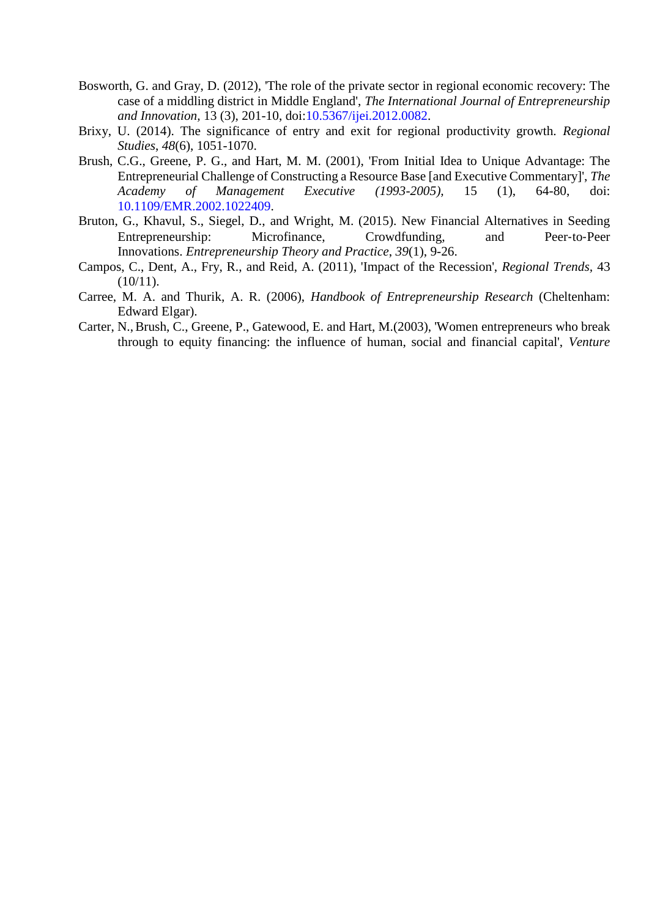Bosworth, G. and Gray, D. (2012), 'The role of the private sector in regional economic recovery: The case of a middling district in Middle England', *The International Journal of Entrepreneurship and Innovation*, 13 (3), 201-10, doi:10.5367/ijei.2012.0082.

Brixy, U. (2014). The significance of entry and exit for regional productivity growth. *Regional Studies*, *48*(6), 1051-1070.

Brush, C.G., Greene, P. G., and Hart, M. M. (2001), 'From Initial Idea to Unique Advantage: The Entrepreneurial Challenge of Constructing a Resource Base [and Executive Commentary]', *The Academy of Management Executive (1993-2005)*, 15 (1), 64-80, doi: 10.1109/EMR.2002.1022409.

Bruton, G., Khavul, S., Siegel, D., and Wright, M. (2015). New Financial Alternatives in Seeding Entrepreneurship: Microfinance, Crowdfunding, and Peer-to-Peer Innovations. *Entrepreneurship Theory and Practice*, *39*(1), 9-26.

Campos, C., Dent, A., Fry, R., and Reid, A. (2011), 'Impact of the Recession', *Regional Trends*, 43 (10/11).

Carree, M. A. and Thurik, A. R. (2006), *Handbook of Entrepreneurship Research* (Cheltenham: Edward Elgar).

Carter, N., Brush, C., Greene, P., Gatewood, E. and Hart, M.(2003), 'Women entrepreneurs who break through to equity financing: the influence of human, social and financial capital', *Venture*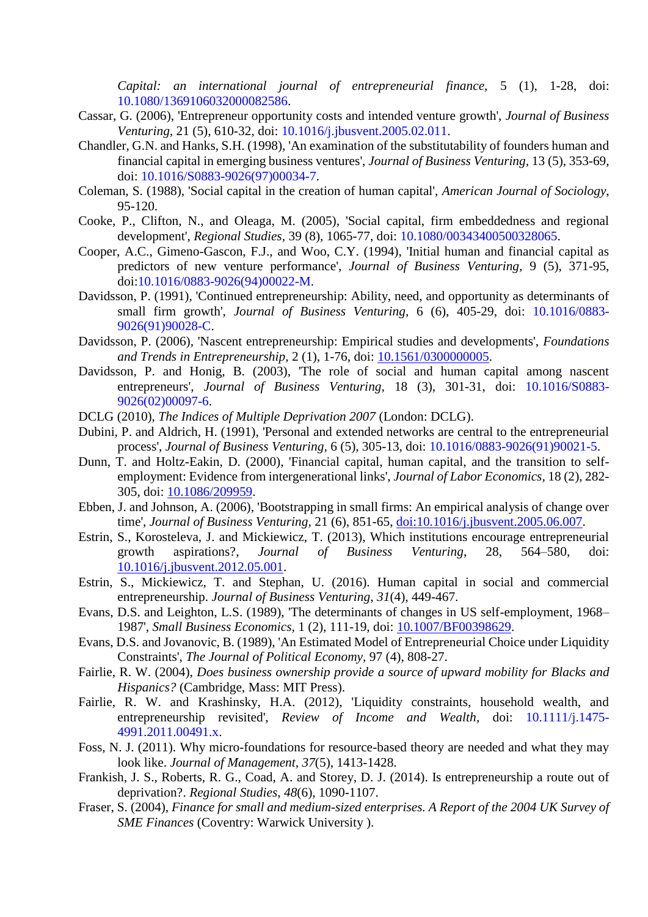*Capital: an international journal of entrepreneurial finance*, 5 (1), 1-28, doi: 10.1080/1369106032000082586.

Cassar, G. (2006), 'Entrepreneur opportunity costs and intended venture growth', *Journal of Business Venturing*, 21 (5), 610-32, doi: 10.1016/j.jbusvent.2005.02.011.

Chandler, G.N. and Hanks, S.H. (1998), 'An examination of the substitutability of founders human and financial capital in emerging business ventures', *Journal of Business Venturing*, 13 (5), 353-69, doi: 10.1016/S0883-9026(97)00034-7.

Coleman, S. (1988), 'Social capital in the creation of human capital', *American Journal of Sociology*, 95-120.

Cooke, P., Clifton, N., and Oleaga, M. (2005), 'Social capital, firm embeddedness and regional development', *Regional Studies*, 39 (8), 1065-77, doi: 10.1080/00343400500328065.

Cooper, A.C., Gimeno-Gascon, F.J., and Woo, C.Y. (1994), 'Initial human and financial capital as predictors of new venture performance', *Journal of Business Venturing*, 9 (5), 371-95, doi:10.1016/0883-9026(94)00022-M.

Davidsson, P. (1991), 'Continued entrepreneurship: Ability, need, and opportunity as determinants of small firm growth', *Journal of Business Venturing*, 6 (6), 405-29, doi: 10.1016/0883-9026(91)90028-C.

Davidsson, P. (2006), 'Nascent entrepreneurship: Empirical studies and developments', *Foundations and Trends in Entrepreneurship*, 2 (1), 1-76, doi: 10.1561/0300000005.

Davidsson, P. and Honig, B. (2003), 'The role of social and human capital among nascent entrepreneurs', *Journal of Business Venturing*, 18 (3), 301-31, doi: 10.1016/S0883-9026(02)00097-6.

DCLG (2010), *The Indices of Multiple Deprivation 2007* (London: DCLG).

Dubini, P. and Aldrich, H. (1991), 'Personal and extended networks are central to the entrepreneurial process', *Journal of Business Venturing*, 6 (5), 305-13, doi: 10.1016/0883-9026(91)90021-5.

Dunn, T. and Holtz-Eakin, D. (2000), 'Financial capital, human capital, and the transition to self-employment: Evidence from intergenerational links', *Journal of Labor Economics*, 18 (2), 282-305, doi: 10.1086/209959.

Ebben, J. and Johnson, A. (2006), 'Bootstrapping in small firms: An empirical analysis of change over time', *Journal of Business Venturing*, 21 (6), 851-65, doi:10.1016/j.jbusvent.2005.06.007.

Estrin, S., Korosteleva, J. and Mickiewicz, T. (2013), Which institutions encourage entrepreneurial growth aspirations?, *Journal of Business Venturing*, 28, 564–580, doi: 10.1016/j.jbusvent.2012.05.001.

Estrin, S., Mickiewicz, T. and Stephan, U. (2016). Human capital in social and commercial entrepreneurship. *Journal of Business Venturing*, *31*(4), 449-467.

Evans, D.S. and Leighton, L.S. (1989), 'The determinants of changes in US self-employment, 1968–1987', *Small Business Economics*, 1 (2), 111-19, doi: 10.1007/BF00398629.

Evans, D.S. and Jovanovic, B. (1989), 'An Estimated Model of Entrepreneurial Choice under Liquidity Constraints', *The Journal of Political Economy*, 97 (4), 808-27.

Fairlie, R. W. (2004), *Does business ownership provide a source of upward mobility for Blacks and Hispanics?* (Cambridge, Mass: MIT Press).

Fairlie, R. W. and Krashinsky, H.A. (2012), 'Liquidity constraints, household wealth, and entrepreneurship revisited', *Review of Income and Wealth*, doi: 10.1111/j.1475-4991.2011.00491.x.

Foss, N. J. (2011). Why micro-foundations for resource-based theory are needed and what they may look like. *Journal of Management*, *37*(5), 1413-1428.

Frankish, J. S., Roberts, R. G., Coad, A. and Storey, D. J. (2014). Is entrepreneurship a route out of deprivation?. *Regional Studies*, *48*(6), 1090-1107.

Fraser, S. (2004), *Finance for small and medium-sized enterprises. A Report of the 2004 UK Survey of SME Finances* (Coventry: Warwick University ).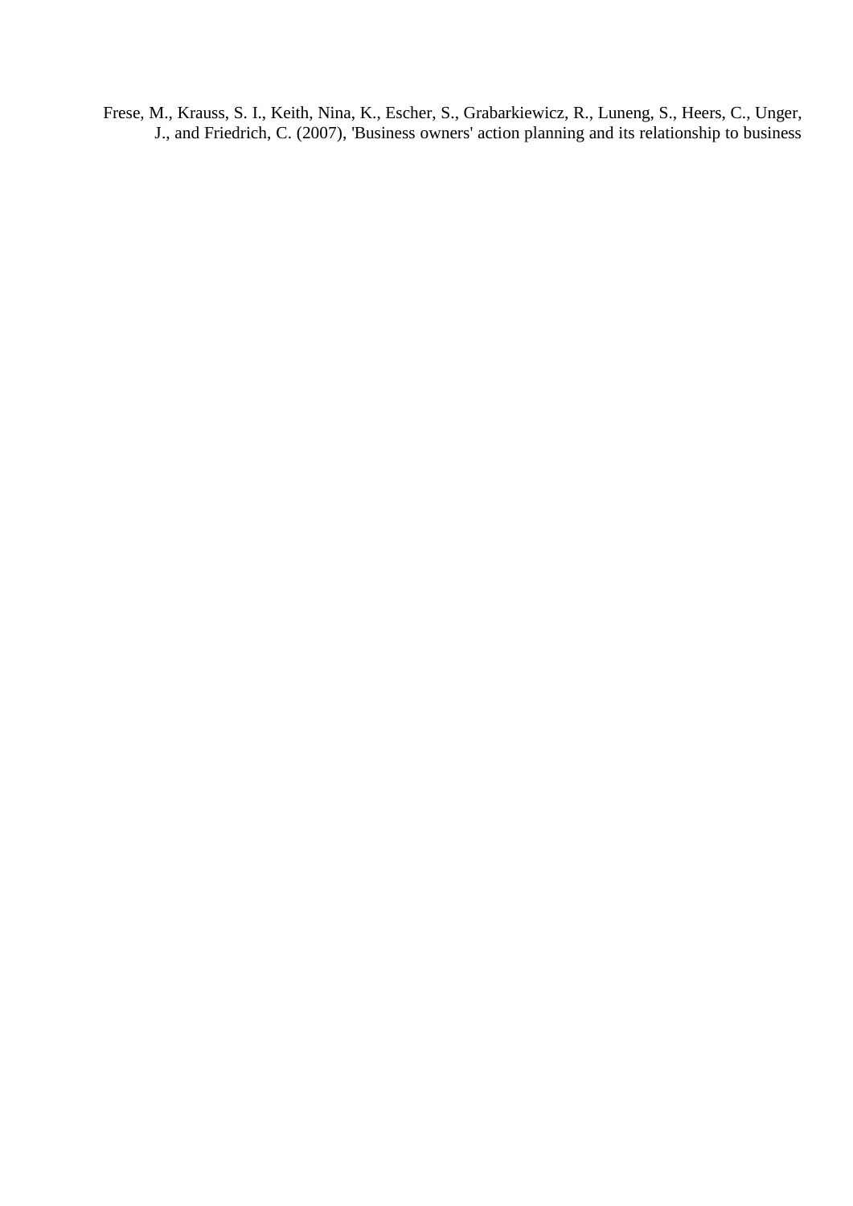Frese, M., Krauss, S. I., Keith, Nina, K., Escher, S., Grabarkiewicz, R., Luneng, S., Heers, C., Unger, J., and Friedrich, C. (2007), 'Business owners' action planning and its relationship to business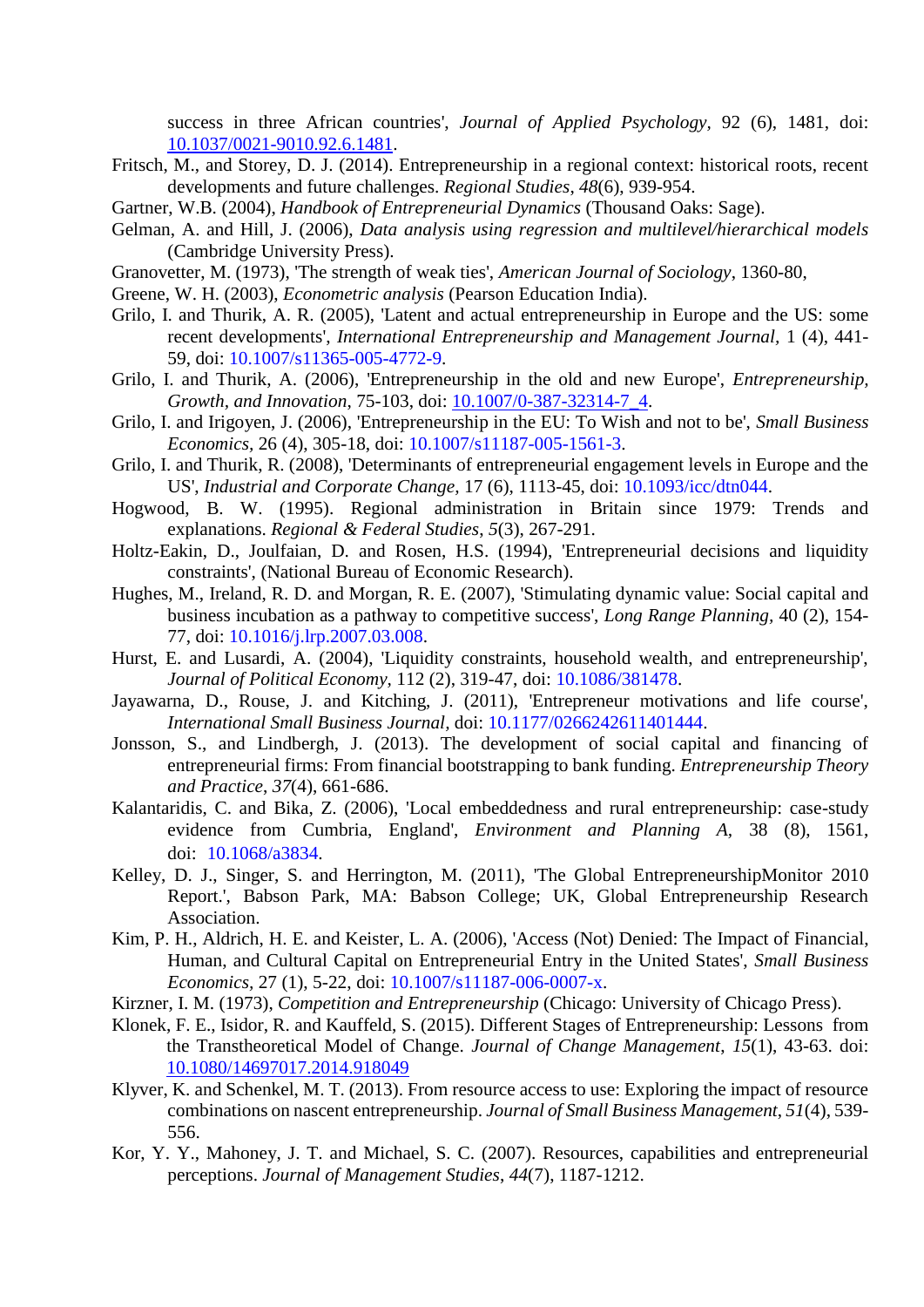success in three African countries', *Journal of Applied Psychology*, 92 (6), 1481, doi: 10.1037/0021-9010.92.6.1481.

Fritsch, M., and Storey, D. J. (2014). Entrepreneurship in a regional context: historical roots, recent developments and future challenges. *Regional Studies*, *48*(6), 939-954.

Gartner, W.B. (2004), *Handbook of Entrepreneurial Dynamics* (Thousand Oaks: Sage).

Gelman, A. and Hill, J. (2006), *Data analysis using regression and multilevel/hierarchical models* (Cambridge University Press).

Granovetter, M. (1973), 'The strength of weak ties', *American Journal of Sociology*, 1360-80,

Greene, W. H. (2003), *Econometric analysis* (Pearson Education India).

Grilo, I. and Thurik, A. R. (2005), 'Latent and actual entrepreneurship in Europe and the US: some recent developments', *International Entrepreneurship and Management Journal*, 1 (4), 441-59, doi: 10.1007/s11365-005-4772-9.

Grilo, I. and Thurik, A. (2006), 'Entrepreneurship in the old and new Europe', *Entrepreneurship, Growth, and Innovation*, 75-103, doi: 10.1007/0-387-32314-7_4.

Grilo, I. and Irigoyen, J. (2006), 'Entrepreneurship in the EU: To Wish and not to be', *Small Business Economics*, 26 (4), 305-18, doi: 10.1007/s11187-005-1561-3.

Grilo, I. and Thurik, R. (2008), 'Determinants of entrepreneurial engagement levels in Europe and the US', *Industrial and Corporate Change*, 17 (6), 1113-45, doi: 10.1093/icc/dtn044.

Hogwood, B. W. (1995). Regional administration in Britain since 1979: Trends and explanations. *Regional & Federal Studies*, *5*(3), 267-291.

Holtz-Eakin, D., Joulfaian, D. and Rosen, H.S. (1994), 'Entrepreneurial decisions and liquidity constraints', (National Bureau of Economic Research).

Hughes, M., Ireland, R. D. and Morgan, R. E. (2007), 'Stimulating dynamic value: Social capital and business incubation as a pathway to competitive success', *Long Range Planning*, 40 (2), 154-77, doi: 10.1016/j.lrp.2007.03.008.

Hurst, E. and Lusardi, A. (2004), 'Liquidity constraints, household wealth, and entrepreneurship', *Journal of Political Economy*, 112 (2), 319-47, doi: 10.1086/381478.

Jayawarna, D., Rouse, J. and Kitching, J. (2011), 'Entrepreneur motivations and life course', *International Small Business Journal*, doi: 10.1177/0266242611401444.

Jonsson, S., and Lindbergh, J. (2013). The development of social capital and financing of entrepreneurial firms: From financial bootstrapping to bank funding. *Entrepreneurship Theory and Practice*, *37*(4), 661-686.

Kalantaridis, C. and Bika, Z. (2006), 'Local embeddedness and rural entrepreneurship: case-study evidence from Cumbria, England', *Environment and Planning A*, 38 (8), 1561, doi: 10.1068/a3834.

Kelley, D. J., Singer, S. and Herrington, M. (2011), 'The Global EntrepreneurshipMonitor 2010 Report.', Babson Park, MA: Babson College; UK, Global Entrepreneurship Research Association.

Kim, P. H., Aldrich, H. E. and Keister, L. A. (2006), 'Access (Not) Denied: The Impact of Financial, Human, and Cultural Capital on Entrepreneurial Entry in the United States', *Small Business Economics*, 27 (1), 5-22, doi: 10.1007/s11187-006-0007-x.

Kirzner, I. M. (1973), *Competition and Entrepreneurship* (Chicago: University of Chicago Press).

Klonek, F. E., Isidor, R. and Kauffeld, S. (2015). Different Stages of Entrepreneurship: Lessons from the Transtheoretical Model of Change. *Journal of Change Management*, *15*(1), 43-63. doi: 10.1080/14697017.2014.918049

Klyver, K. and Schenkel, M. T. (2013). From resource access to use: Exploring the impact of resource combinations on nascent entrepreneurship. *Journal of Small Business Management*, *51*(4), 539-556.

Kor, Y. Y., Mahoney, J. T. and Michael, S. C. (2007). Resources, capabilities and entrepreneurial perceptions. *Journal of Management Studies*, *44*(7), 1187-1212.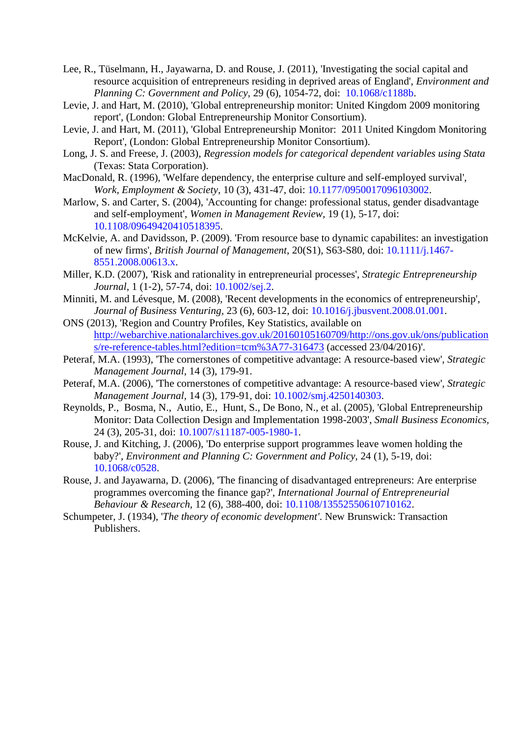Lee, R., Tüselmann, H., Jayawarna, D. and Rouse, J. (2011), 'Investigating the social capital and resource acquisition of entrepreneurs residing in deprived areas of England', *Environment and Planning C: Government and Policy,* 29 (6), 1054-72, doi: 10.1068/c1188b.

Levie, J. and Hart, M. (2010), 'Global entrepreneurship monitor: United Kingdom 2009 monitoring report', (London: Global Entrepreneurship Monitor Consortium).

Levie, J. and Hart, M. (2011), 'Global Entrepreneurship Monitor: 2011 United Kingdom Monitoring Report', (London: Global Entrepreneurship Monitor Consortium).

Long, J. S. and Freese, J. (2003), *Regression models for categorical dependent variables using Stata* (Texas: Stata Corporation).

MacDonald, R. (1996), 'Welfare dependency, the enterprise culture and self-employed survival', *Work, Employment & Society,* 10 (3), 431-47, doi: 10.1177/0950017096103002.

Marlow, S. and Carter, S. (2004), 'Accounting for change: professional status, gender disadvantage and self-employment', *Women in Management Review,* 19 (1), 5-17, doi: 10.1108/09649420410518395.

McKelvie, A. and Davidsson, P. (2009). 'From resource base to dynamic capabilites: an investigation of new firms', *British Journal of Management*, 20(S1), S63-S80, doi: 10.1111/j.1467-8551.2008.00613.x.

Miller, K.D. (2007), 'Risk and rationality in entrepreneurial processes', *Strategic Entrepreneurship Journal,* 1 (1-2), 57-74, doi: 10.1002/sej.2.

Minniti, M. and Lévesque, M. (2008), 'Recent developments in the economics of entrepreneurship', *Journal of Business Venturing,* 23 (6), 603-12, doi: 10.1016/j.jbusvent.2008.01.001.

ONS (2013), 'Region and Country Profiles, Key Statistics, available on http://webarchive.nationalarchives.gov.uk/20160105160709/http://ons.gov.uk/ons/publications/re-reference-tables.html?edition=tcm%3A77-316473 (accessed 23/04/2016)'.

Peteraf, M.A. (1993), 'The cornerstones of competitive advantage: A resource-based view', *Strategic Management Journal,* 14 (3), 179-91.

Peteraf, M.A. (2006), 'The cornerstones of competitive advantage: A resource-based view', *Strategic Management Journal,* 14 (3), 179-91, doi: 10.1002/smj.4250140303.

Reynolds, P., Bosma, N., Autio, E., Hunt, S., De Bono, N., et al. (2005), 'Global Entrepreneurship Monitor: Data Collection Design and Implementation 1998-2003', *Small Business Economics,* 24 (3), 205-31, doi: 10.1007/s11187-005-1980-1.

Rouse, J. and Kitching, J. (2006), 'Do enterprise support programmes leave women holding the baby?', *Environment and Planning C: Government and Policy,* 24 (1), 5-19, doi: 10.1068/c0528.

Rouse, J. and Jayawarna, D. (2006), 'The financing of disadvantaged entrepreneurs: Are enterprise programmes overcoming the finance gap?', *International Journal of Entrepreneurial Behaviour & Research,* 12 (6), 388-400, doi: 10.1108/13552550610710162.

Schumpeter, J. (1934), '*The theory of economic development'*. New Brunswick: Transaction Publishers.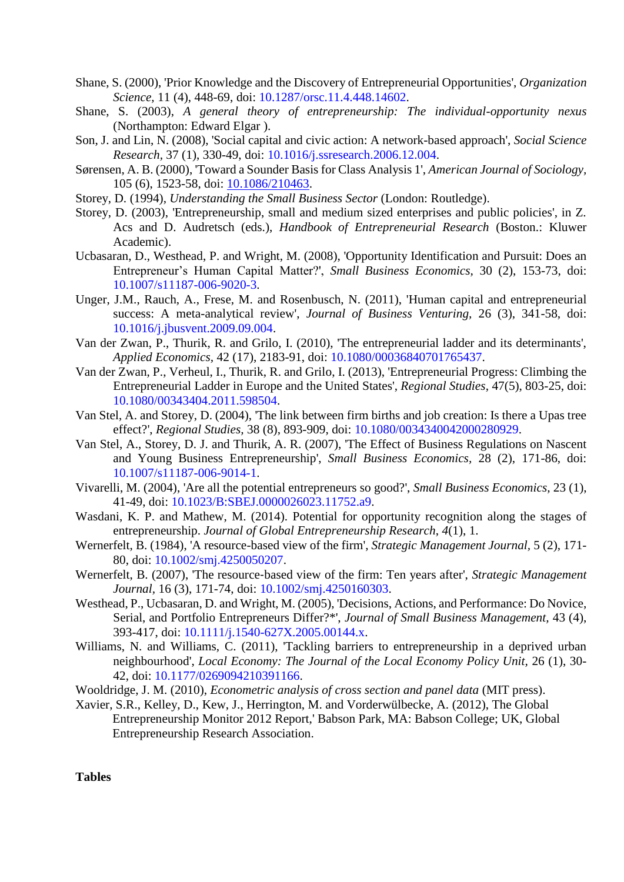Shane, S. (2000), 'Prior Knowledge and the Discovery of Entrepreneurial Opportunities', *Organization Science*, 11 (4), 448-69, doi: 10.1287/orsc.11.4.448.14602.

Shane, S. (2003), *A general theory of entrepreneurship: The individual-opportunity nexus* (Northampton: Edward Elgar ).

Son, J. and Lin, N. (2008), 'Social capital and civic action: A network-based approach', *Social Science Research*, 37 (1), 330-49, doi: 10.1016/j.ssresearch.2006.12.004.

Sørensen, A. B. (2000), 'Toward a Sounder Basis for Class Analysis 1', *American Journal of Sociology*, 105 (6), 1523-58, doi: 10.1086/210463.

Storey, D. (1994), *Understanding the Small Business Sector* (London: Routledge).

Storey, D. (2003), 'Entrepreneurship, small and medium sized enterprises and public policies', in Z. Acs and D. Audretsch (eds.), *Handbook of Entrepreneurial Research* (Boston.: Kluwer Academic).

Ucbasaran, D., Westhead, P. and Wright, M. (2008), 'Opportunity Identification and Pursuit: Does an Entrepreneur's Human Capital Matter?', *Small Business Economics*, 30 (2), 153-73, doi: 10.1007/s11187-006-9020-3.

Unger, J.M., Rauch, A., Frese, M. and Rosenbusch, N. (2011), 'Human capital and entrepreneurial success: A meta-analytical review', *Journal of Business Venturing*, 26 (3), 341-58, doi: 10.1016/j.jbusvent.2009.09.004.

Van der Zwan, P., Thurik, R. and Grilo, I. (2010), 'The entrepreneurial ladder and its determinants', *Applied Economics*, 42 (17), 2183-91, doi: 10.1080/00036840701765437.

Van der Zwan, P., Verheul, I., Thurik, R. and Grilo, I. (2013), 'Entrepreneurial Progress: Climbing the Entrepreneurial Ladder in Europe and the United States', *Regional Studies*, 47(5), 803-25, doi: 10.1080/00343404.2011.598504.

Van Stel, A. and Storey, D. (2004), 'The link between firm births and job creation: Is there a Upas tree effect?', *Regional Studies*, 38 (8), 893-909, doi: 10.1080/0034340042000280929.

Van Stel, A., Storey, D. J. and Thurik, A. R. (2007), 'The Effect of Business Regulations on Nascent and Young Business Entrepreneurship', *Small Business Economics*, 28 (2), 171-86, doi: 10.1007/s11187-006-9014-1.

Vivarelli, M. (2004), 'Are all the potential entrepreneurs so good?', *Small Business Economics*, 23 (1), 41-49, doi: 10.1023/B:SBEJ.0000026023.11752.a9.

Wasdani, K. P. and Mathew, M. (2014). Potential for opportunity recognition along the stages of entrepreneurship. *Journal of Global Entrepreneurship Research*, *4*(1), 1.

Wernerfelt, B. (1984), 'A resource-based view of the firm', *Strategic Management Journal*, 5 (2), 171-80, doi: 10.1002/smj.4250050207.

Wernerfelt, B. (2007), 'The resource-based view of the firm: Ten years after', *Strategic Management Journal*, 16 (3), 171-74, doi: 10.1002/smj.4250160303.

Westhead, P., Ucbasaran, D. and Wright, M. (2005), 'Decisions, Actions, and Performance: Do Novice, Serial, and Portfolio Entrepreneurs Differ?*', *Journal of Small Business Management*, 43 (4), 393-417, doi: 10.1111/j.1540-627X.2005.00144.x.

Williams, N. and Williams, C. (2011), 'Tackling barriers to entrepreneurship in a deprived urban neighbourhood', *Local Economy: The Journal of the Local Economy Policy Unit*, 26 (1), 30-42, doi: 10.1177/0269094210391166.

Wooldridge, J. M. (2010), *Econometric analysis of cross section and panel data* (MIT press).

Xavier, S.R., Kelley, D., Kew, J., Herrington, M. and Vorderwülbecke, A. (2012), The Global Entrepreneurship Monitor 2012 Report,' Babson Park, MA: Babson College; UK, Global Entrepreneurship Research Association.

**Tables**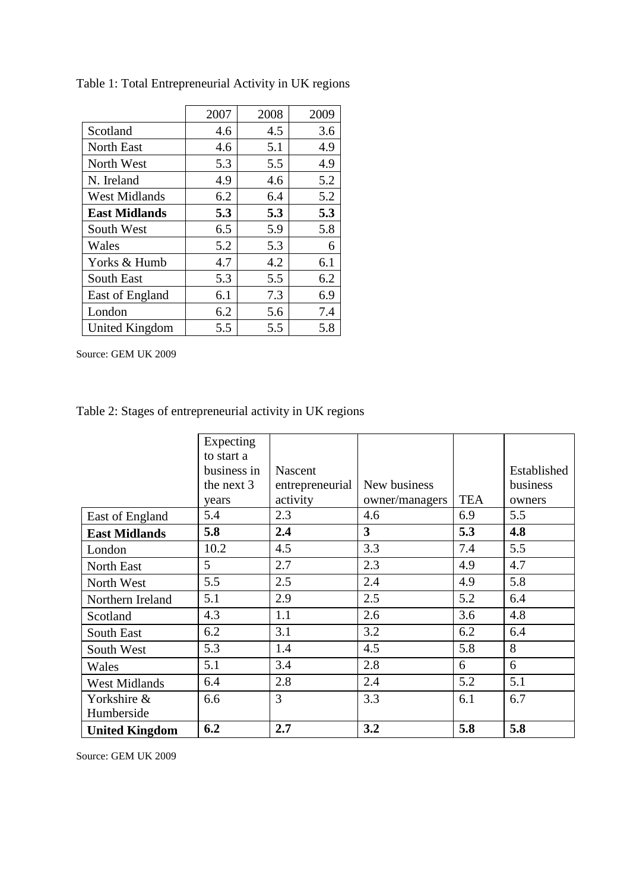Table 1: Total Entrepreneurial Activity in UK regions

| | 2007 | 2008 | 2009 |
|---|---|---|---|
| Scotland | 4.6 | 4.5 | 3.6 |
| North East | 4.6 | 5.1 | 4.9 |
| North West | 5.3 | 5.5 | 4.9 |
| N. Ireland | 4.9 | 4.6 | 5.2 |
| West Midlands | 6.2 | 6.4 | 5.2 |
| **East Midlands** | **5.3** | **5.3** | **5.3** |
| South West | 6.5 | 5.9 | 5.8 |
| Wales | 5.2 | 5.3 | 6 |
| Yorks & Humb | 4.7 | 4.2 | 6.1 |
| South East | 5.3 | 5.5 | 6.2 |
| East of England | 6.1 | 7.3 | 6.9 |
| London | 6.2 | 5.6 | 7.4 |
| United Kingdom | 5.5 | 5.5 | 5.8 |

Source: GEM UK 2009

Table 2: Stages of entrepreneurial activity in UK regions

| | Expecting to start a business in the next 3 years | Nascent entrepreneurial activity | New business owner/managers | TEA | Established business owners |
|---|---|---|---|---|---|
| East of England | 5.4 | 2.3 | 4.6 | 6.9 | 5.5 |
| **East Midlands** | **5.8** | **2.4** | **3** | **5.3** | **4.8** |
| London | 10.2 | 4.5 | 3.3 | 7.4 | 5.5 |
| North East | 5 | 2.7 | 2.3 | 4.9 | 4.7 |
| North West | 5.5 | 2.5 | 2.4 | 4.9 | 5.8 |
| Northern Ireland | 5.1 | 2.9 | 2.5 | 5.2 | 6.4 |
| Scotland | 4.3 | 1.1 | 2.6 | 3.6 | 4.8 |
| South East | 6.2 | 3.1 | 3.2 | 6.2 | 6.4 |
| South West | 5.3 | 1.4 | 4.5 | 5.8 | 8 |
| Wales | 5.1 | 3.4 | 2.8 | 6 | 6 |
| West Midlands | 6.4 | 2.8 | 2.4 | 5.2 | 5.1 |
| Yorkshire & Humberside | 6.6 | 3 | 3.3 | 6.1 | 6.7 |
| **United Kingdom** | **6.2** | **2.7** | **3.2** | **5.8** | **5.8** |

Source: GEM UK 2009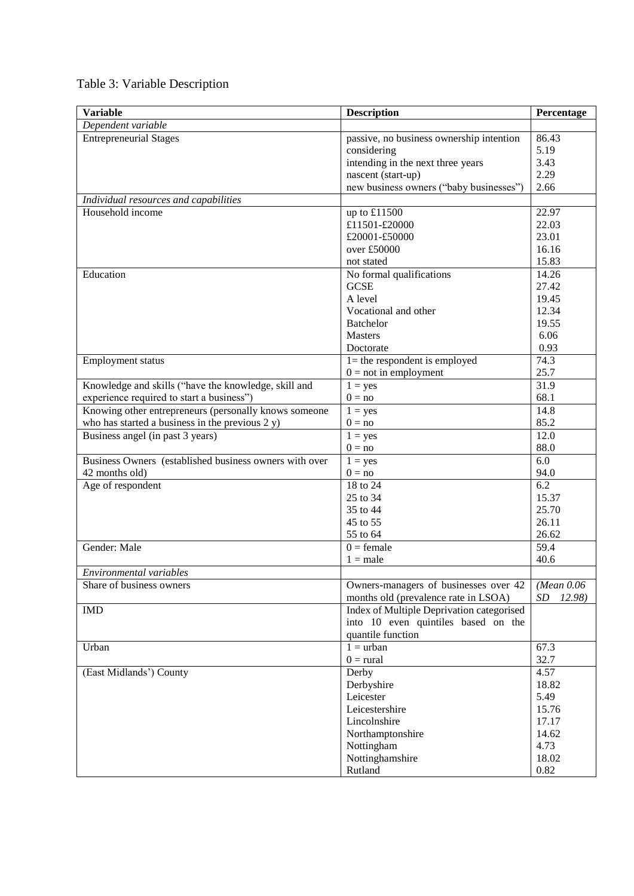Table 3: Variable Description

| Variable | Description | Percentage |
|---|---|---|
| *Dependent variable* | | |
| Entrepreneurial Stages | passive, no business ownership intention | 86.43 |
| | considering | 5.19 |
| | intending in the next three years | 3.43 |
| | nascent (start-up) | 2.29 |
| | new business owners ("baby businesses") | 2.66 |
| *Individual resources and capabilities* | | |
| Household income | up to £11500 | 22.97 |
| | £11501-£20000 | 22.03 |
| | £20001-£50000 | 23.01 |
| | over £50000 | 16.16 |
| | not stated | 15.83 |
| Education | No formal qualifications | 14.26 |
| | GCSE | 27.42 |
| | A level | 19.45 |
| | Vocational and other | 12.34 |
| | Batchelor | 19.55 |
| | Masters | 6.06 |
| | Doctorate | 0.93 |
| Employment status | 1= the respondent is employed | 74.3 |
| | 0 = not in employment | 25.7 |
| Knowledge and skills ("have the knowledge, skill and experience required to start a business") | 1 = yes | 31.9 |
| | 0 = no | 68.1 |
| Knowing other entrepreneurs (personally knows someone who has started a business in the previous 2 y) | 1 = yes | 14.8 |
| | 0 = no | 85.2 |
| Business angel (in past 3 years) | 1 = yes | 12.0 |
| | 0 = no | 88.0 |
| Business Owners (established business owners with over 42 months old) | 1 = yes | 6.0 |
| | 0 = no | 94.0 |
| Age of respondent | 18 to 24 | 6.2 |
| | 25 to 34 | 15.37 |
| | 35 to 44 | 25.70 |
| | 45 to 55 | 26.11 |
| | 55 to 64 | 26.62 |
| Gender: Male | 0 = female | 59.4 |
| | 1 = male | 40.6 |
| *Environmental variables* | | |
| Share of business owners | Owners-managers of businesses over 42 months old (prevalence rate in LSOA) | *(Mean 0.06 SD 12.98)* |
| IMD | Index of Multiple Deprivation categorised into 10 even quintiles based on the quantile function | |
| Urban | 1 = urban | 67.3 |
| | 0 = rural | 32.7 |
| (East Midlands') County | Derby | 4.57 |
| | Derbyshire | 18.82 |
| | Leicester | 5.49 |
| | Leicestershire | 15.76 |
| | Lincolnshire | 17.17 |
| | Northamptonshire | 14.62 |
| | Nottingham | 4.73 |
| | Nottinghamshire | 18.02 |
| | Rutland | 0.82 |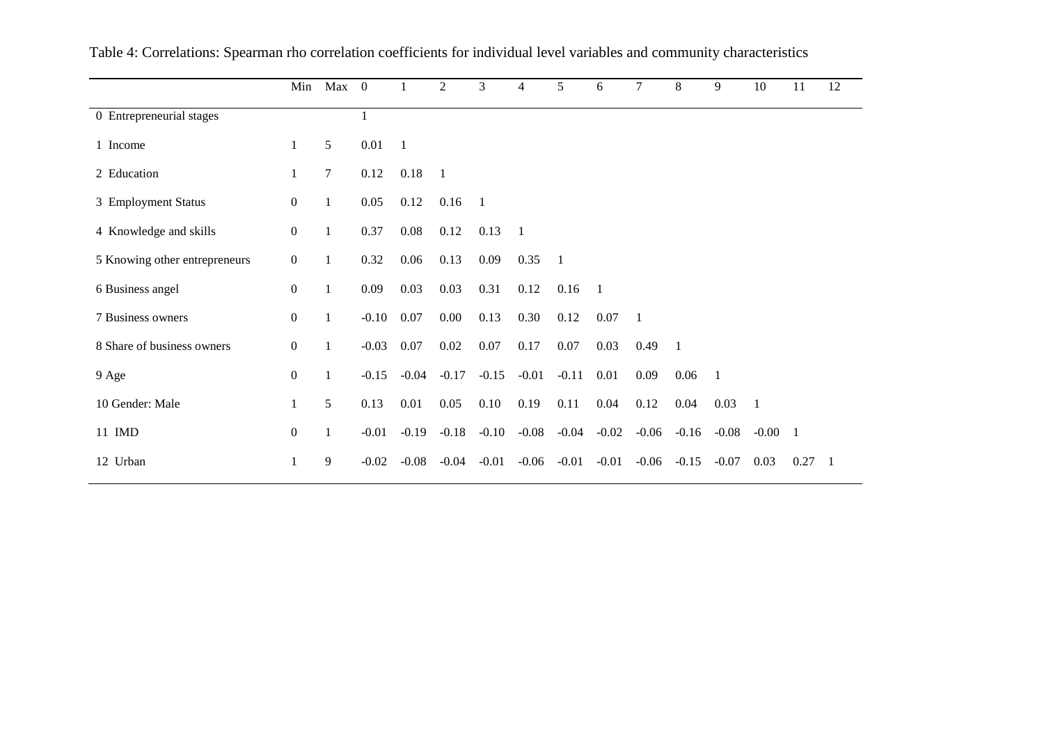Table 4: Correlations: Spearman rho correlation coefficients for individual level variables and community characteristics

| | Min | Max | 0 | 1 | 2 | 3 | 4 | 5 | 6 | 7 | 8 | 9 | 10 | 11 | 12 |
|---|---|---|---|---|---|---|---|---|---|---|---|---|---|---|---|
| 0 Entrepreneurial stages | | | 1 | | | | | | | | | | | | |
| 1 Income | 1 | 5 | 0.01 | 1 | | | | | | | | | | | |
| 2 Education | 1 | 7 | 0.12 | 0.18 | 1 | | | | | | | | | | |
| 3 Employment Status | 0 | 1 | 0.05 | 0.12 | 0.16 | 1 | | | | | | | | | |
| 4 Knowledge and skills | 0 | 1 | 0.37 | 0.08 | 0.12 | 0.13 | 1 | | | | | | | | |
| 5 Knowing other entrepreneurs | 0 | 1 | 0.32 | 0.06 | 0.13 | 0.09 | 0.35 | 1 | | | | | | | |
| 6 Business angel | 0 | 1 | 0.09 | 0.03 | 0.03 | 0.31 | 0.12 | 0.16 | 1 | | | | | | |
| 7 Business owners | 0 | 1 | -0.10 | 0.07 | 0.00 | 0.13 | 0.30 | 0.12 | 0.07 | 1 | | | | | |
| 8 Share of business owners | 0 | 1 | -0.03 | 0.07 | 0.02 | 0.07 | 0.17 | 0.07 | 0.03 | 0.49 | 1 | | | | |
| 9 Age | 0 | 1 | -0.15 | -0.04 | -0.17 | -0.15 | -0.01 | -0.11 | 0.01 | 0.09 | 0.06 | 1 | | | |
| 10 Gender: Male | 1 | 5 | 0.13 | 0.01 | 0.05 | 0.10 | 0.19 | 0.11 | 0.04 | 0.12 | 0.04 | 0.03 | 1 | | |
| 11 IMD | 0 | 1 | -0.01 | -0.19 | -0.18 | -0.10 | -0.08 | -0.04 | -0.02 | -0.06 | -0.16 | -0.08 | -0.00 | 1 | |
| 12 Urban | 1 | 9 | -0.02 | -0.08 | -0.04 | -0.01 | -0.06 | -0.01 | -0.01 | -0.06 | -0.15 | -0.07 | 0.03 | 0.27 | 1 |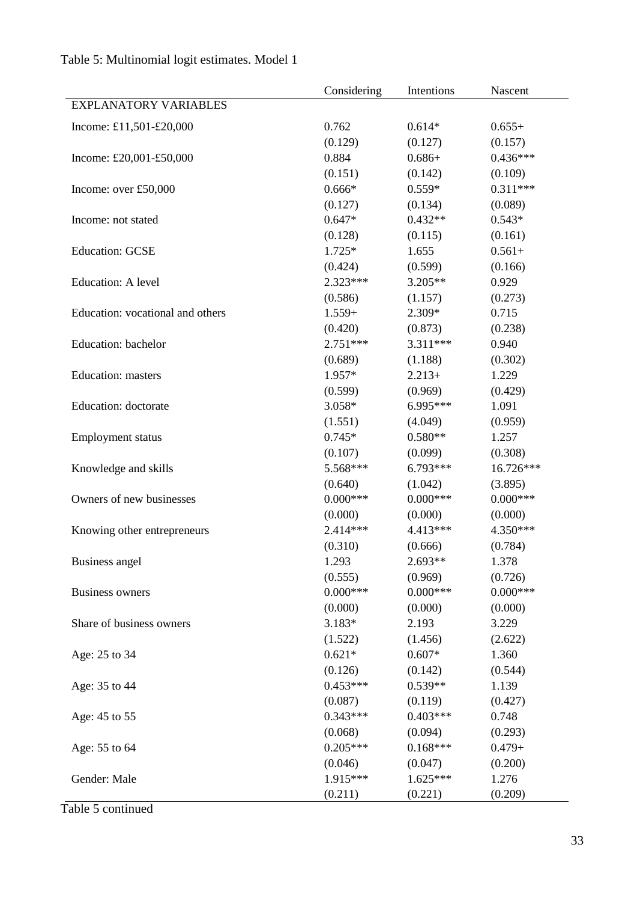Table 5: Multinomial logit estimates. Model 1

| | Considering | Intentions | Nascent |
|---|---|---|---|
| EXPLANATORY VARIABLES | | | |
| Income: £11,501-£20,000 | 0.762 | 0.614* | 0.655+ |
| | (0.129) | (0.127) | (0.157) |
| Income: £20,001-£50,000 | 0.884 | 0.686+ | 0.436*** |
| | (0.151) | (0.142) | (0.109) |
| Income: over £50,000 | 0.666* | 0.559* | 0.311*** |
| | (0.127) | (0.134) | (0.089) |
| Income: not stated | 0.647* | 0.432** | 0.543* |
| | (0.128) | (0.115) | (0.161) |
| Education: GCSE | 1.725* | 1.655 | 0.561+ |
| | (0.424) | (0.599) | (0.166) |
| Education: A level | 2.323*** | 3.205** | 0.929 |
| | (0.586) | (1.157) | (0.273) |
| Education: vocational and others | 1.559+ | 2.309* | 0.715 |
| | (0.420) | (0.873) | (0.238) |
| Education: bachelor | 2.751*** | 3.311*** | 0.940 |
| | (0.689) | (1.188) | (0.302) |
| Education: masters | 1.957* | 2.213+ | 1.229 |
| | (0.599) | (0.969) | (0.429) |
| Education: doctorate | 3.058* | 6.995*** | 1.091 |
| | (1.551) | (4.049) | (0.959) |
| Employment status | 0.745* | 0.580** | 1.257 |
| | (0.107) | (0.099) | (0.308) |
| Knowledge and skills | 5.568*** | 6.793*** | 16.726*** |
| | (0.640) | (1.042) | (3.895) |
| Owners of new businesses | 0.000*** | 0.000*** | 0.000*** |
| | (0.000) | (0.000) | (0.000) |
| Knowing other entrepreneurs | 2.414*** | 4.413*** | 4.350*** |
| | (0.310) | (0.666) | (0.784) |
| Business angel | 1.293 | 2.693** | 1.378 |
| | (0.555) | (0.969) | (0.726) |
| Business owners | 0.000*** | 0.000*** | 0.000*** |
| | (0.000) | (0.000) | (0.000) |
| Share of business owners | 3.183* | 2.193 | 3.229 |
| | (1.522) | (1.456) | (2.622) |
| Age: 25 to 34 | 0.621* | 0.607* | 1.360 |
| | (0.126) | (0.142) | (0.544) |
| Age: 35 to 44 | 0.453*** | 0.539** | 1.139 |
| | (0.087) | (0.119) | (0.427) |
| Age: 45 to 55 | 0.343*** | 0.403*** | 0.748 |
| | (0.068) | (0.094) | (0.293) |
| Age: 55 to 64 | 0.205*** | 0.168*** | 0.479+ |
| | (0.046) | (0.047) | (0.200) |
| Gender: Male | 1.915*** | 1.625*** | 1.276 |
| | (0.211) | (0.221) | (0.209) |

Table 5 continued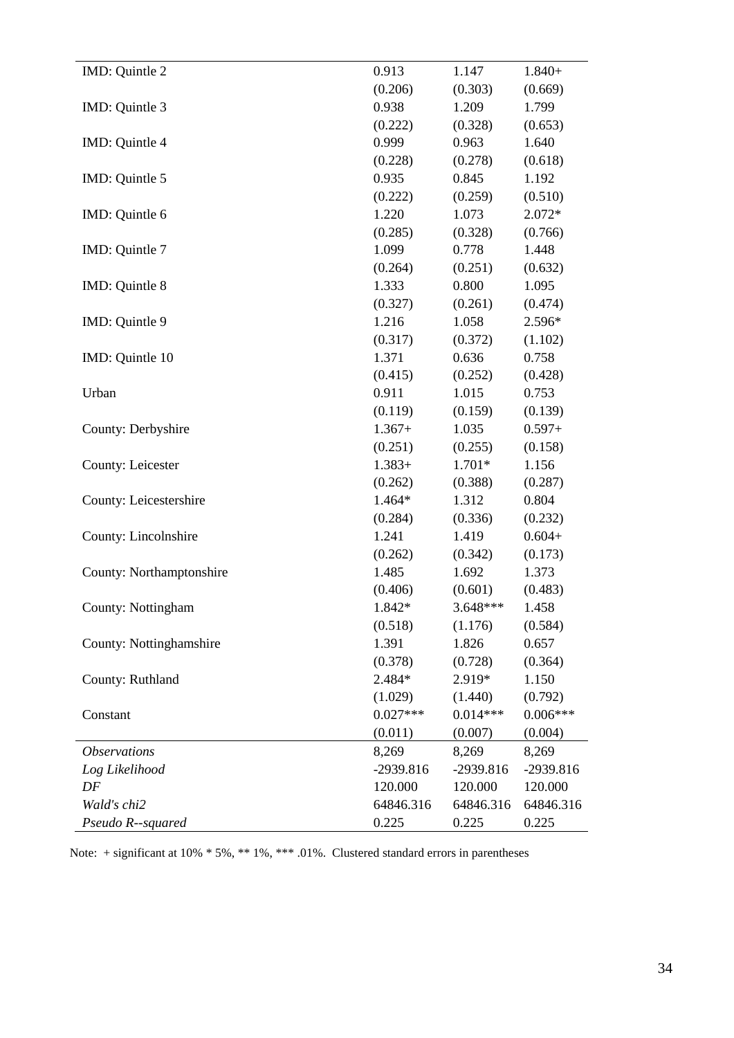| | | | |
|---|---|---|---|
| IMD: Quintle 2 | 0.913 | 1.147 | 1.840+ |
| | (0.206) | (0.303) | (0.669) |
| IMD: Quintle 3 | 0.938 | 1.209 | 1.799 |
| | (0.222) | (0.328) | (0.653) |
| IMD: Quintle 4 | 0.999 | 0.963 | 1.640 |
| | (0.228) | (0.278) | (0.618) |
| IMD: Quintle 5 | 0.935 | 0.845 | 1.192 |
| | (0.222) | (0.259) | (0.510) |
| IMD: Quintle 6 | 1.220 | 1.073 | 2.072* |
| | (0.285) | (0.328) | (0.766) |
| IMD: Quintle 7 | 1.099 | 0.778 | 1.448 |
| | (0.264) | (0.251) | (0.632) |
| IMD: Quintle 8 | 1.333 | 0.800 | 1.095 |
| | (0.327) | (0.261) | (0.474) |
| IMD: Quintle 9 | 1.216 | 1.058 | 2.596* |
| | (0.317) | (0.372) | (1.102) |
| IMD: Quintle 10 | 1.371 | 0.636 | 0.758 |
| | (0.415) | (0.252) | (0.428) |
| Urban | 0.911 | 1.015 | 0.753 |
| | (0.119) | (0.159) | (0.139) |
| County: Derbyshire | 1.367+ | 1.035 | 0.597+ |
| | (0.251) | (0.255) | (0.158) |
| County: Leicester | 1.383+ | 1.701* | 1.156 |
| | (0.262) | (0.388) | (0.287) |
| County: Leicestershire | 1.464* | 1.312 | 0.804 |
| | (0.284) | (0.336) | (0.232) |
| County: Lincolnshire | 1.241 | 1.419 | 0.604+ |
| | (0.262) | (0.342) | (0.173) |
| County: Northamptonshire | 1.485 | 1.692 | 1.373 |
| | (0.406) | (0.601) | (0.483) |
| County: Nottingham | 1.842* | 3.648*** | 1.458 |
| | (0.518) | (1.176) | (0.584) |
| County: Nottinghamshire | 1.391 | 1.826 | 0.657 |
| | (0.378) | (0.728) | (0.364) |
| County: Ruthland | 2.484* | 2.919* | 1.150 |
| | (1.029) | (1.440) | (0.792) |
| Constant | 0.027*** | 0.014*** | 0.006*** |
| | (0.011) | (0.007) | (0.004) |
| *Observations* | 8,269 | 8,269 | 8,269 |
| *Log Likelihood* | -2939.816 | -2939.816 | -2939.816 |
| *DF* | 120.000 | 120.000 | 120.000 |
| *Wald's chi2* | 64846.316 | 64846.316 | 64846.316 |
| *Pseudo R--squared* | 0.225 | 0.225 | 0.225 |

Note: + significant at 10% * 5%, ** 1%, *** .01%. Clustered standard errors in parentheses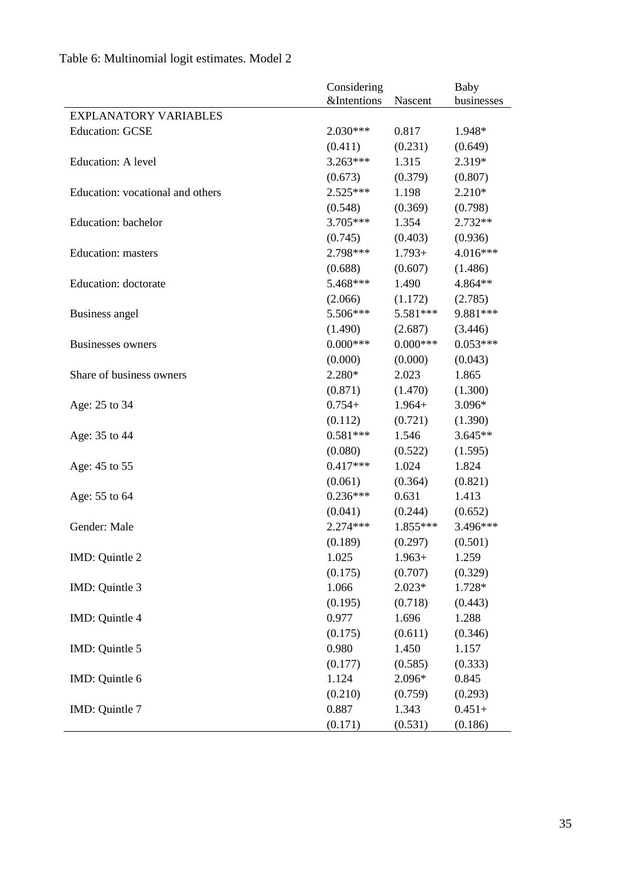Table 6: Multinomial logit estimates. Model 2

| | Considering &Intentions | Nascent | Baby businesses |
|---|---|---|---|
| EXPLANATORY VARIABLES | | | |
| Education: GCSE | 2.030*** | 0.817 | 1.948* |
| | (0.411) | (0.231) | (0.649) |
| Education: A level | 3.263*** | 1.315 | 2.319* |
| | (0.673) | (0.379) | (0.807) |
| Education: vocational and others | 2.525*** | 1.198 | 2.210* |
| | (0.548) | (0.369) | (0.798) |
| Education: bachelor | 3.705*** | 1.354 | 2.732** |
| | (0.745) | (0.403) | (0.936) |
| Education: masters | 2.798*** | 1.793+ | 4.016*** |
| | (0.688) | (0.607) | (1.486) |
| Education: doctorate | 5.468*** | 1.490 | 4.864** |
| | (2.066) | (1.172) | (2.785) |
| Business angel | 5.506*** | 5.581*** | 9.881*** |
| | (1.490) | (2.687) | (3.446) |
| Businesses owners | 0.000*** | 0.000*** | 0.053*** |
| | (0.000) | (0.000) | (0.043) |
| Share of business owners | 2.280* | 2.023 | 1.865 |
| | (0.871) | (1.470) | (1.300) |
| Age: 25 to 34 | 0.754+ | 1.964+ | 3.096* |
| | (0.112) | (0.721) | (1.390) |
| Age: 35 to 44 | 0.581*** | 1.546 | 3.645** |
| | (0.080) | (0.522) | (1.595) |
| Age: 45 to 55 | 0.417*** | 1.024 | 1.824 |
| | (0.061) | (0.364) | (0.821) |
| Age: 55 to 64 | 0.236*** | 0.631 | 1.413 |
| | (0.041) | (0.244) | (0.652) |
| Gender: Male | 2.274*** | 1.855*** | 3.496*** |
| | (0.189) | (0.297) | (0.501) |
| IMD: Quintle 2 | 1.025 | 1.963+ | 1.259 |
| | (0.175) | (0.707) | (0.329) |
| IMD: Quintle 3 | 1.066 | 2.023* | 1.728* |
| | (0.195) | (0.718) | (0.443) |
| IMD: Quintle 4 | 0.977 | 1.696 | 1.288 |
| | (0.175) | (0.611) | (0.346) |
| IMD: Quintle 5 | 0.980 | 1.450 | 1.157 |
| | (0.177) | (0.585) | (0.333) |
| IMD: Quintle 6 | 1.124 | 2.096* | 0.845 |
| | (0.210) | (0.759) | (0.293) |
| IMD: Quintle 7 | 0.887 | 1.343 | 0.451+ |
| | (0.171) | (0.531) | (0.186) |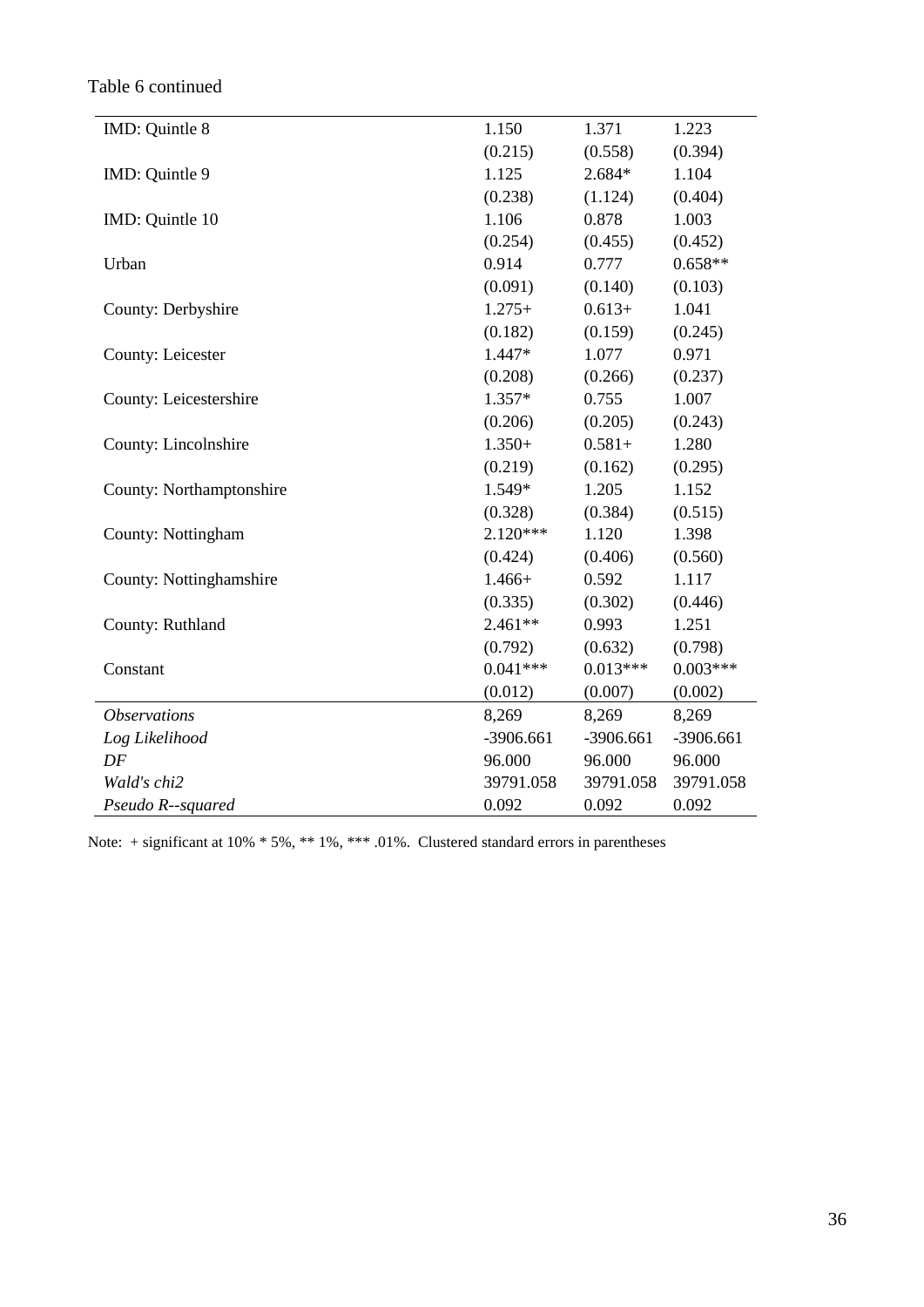Table 6 continued

| | | | |
|---|---|---|---|
| IMD: Quintle 8 | 1.150 | 1.371 | 1.223 |
| | (0.215) | (0.558) | (0.394) |
| IMD: Quintle 9 | 1.125 | 2.684* | 1.104 |
| | (0.238) | (1.124) | (0.404) |
| IMD: Quintle 10 | 1.106 | 0.878 | 1.003 |
| | (0.254) | (0.455) | (0.452) |
| Urban | 0.914 | 0.777 | 0.658** |
| | (0.091) | (0.140) | (0.103) |
| County: Derbyshire | 1.275+ | 0.613+ | 1.041 |
| | (0.182) | (0.159) | (0.245) |
| County: Leicester | 1.447* | 1.077 | 0.971 |
| | (0.208) | (0.266) | (0.237) |
| County: Leicestershire | 1.357* | 0.755 | 1.007 |
| | (0.206) | (0.205) | (0.243) |
| County: Lincolnshire | 1.350+ | 0.581+ | 1.280 |
| | (0.219) | (0.162) | (0.295) |
| County: Northamptonshire | 1.549* | 1.205 | 1.152 |
| | (0.328) | (0.384) | (0.515) |
| County: Nottingham | 2.120*** | 1.120 | 1.398 |
| | (0.424) | (0.406) | (0.560) |
| County: Nottinghamshire | 1.466+ | 0.592 | 1.117 |
| | (0.335) | (0.302) | (0.446) |
| County: Ruthland | 2.461** | 0.993 | 1.251 |
| | (0.792) | (0.632) | (0.798) |
| Constant | 0.041*** | 0.013*** | 0.003*** |
| | (0.012) | (0.007) | (0.002) |
| *Observations* | 8,269 | 8,269 | 8,269 |
| *Log Likelihood* | -3906.661 | -3906.661 | -3906.661 |
| *DF* | 96.000 | 96.000 | 96.000 |
| *Wald's chi2* | 39791.058 | 39791.058 | 39791.058 |
| *Pseudo R--squared* | 0.092 | 0.092 | 0.092 |

Note: + significant at 10% * 5%, ** 1%, *** .01%. Clustered standard errors in parentheses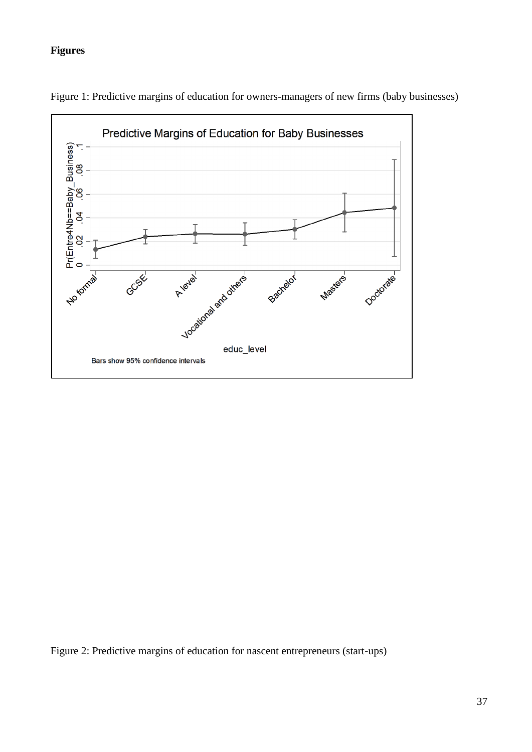**Figures**

Figure 1: Predictive margins of education for owners-managers of new firms (baby businesses)

Figure 2: Predictive margins of education for nascent entrepreneurs (start-ups)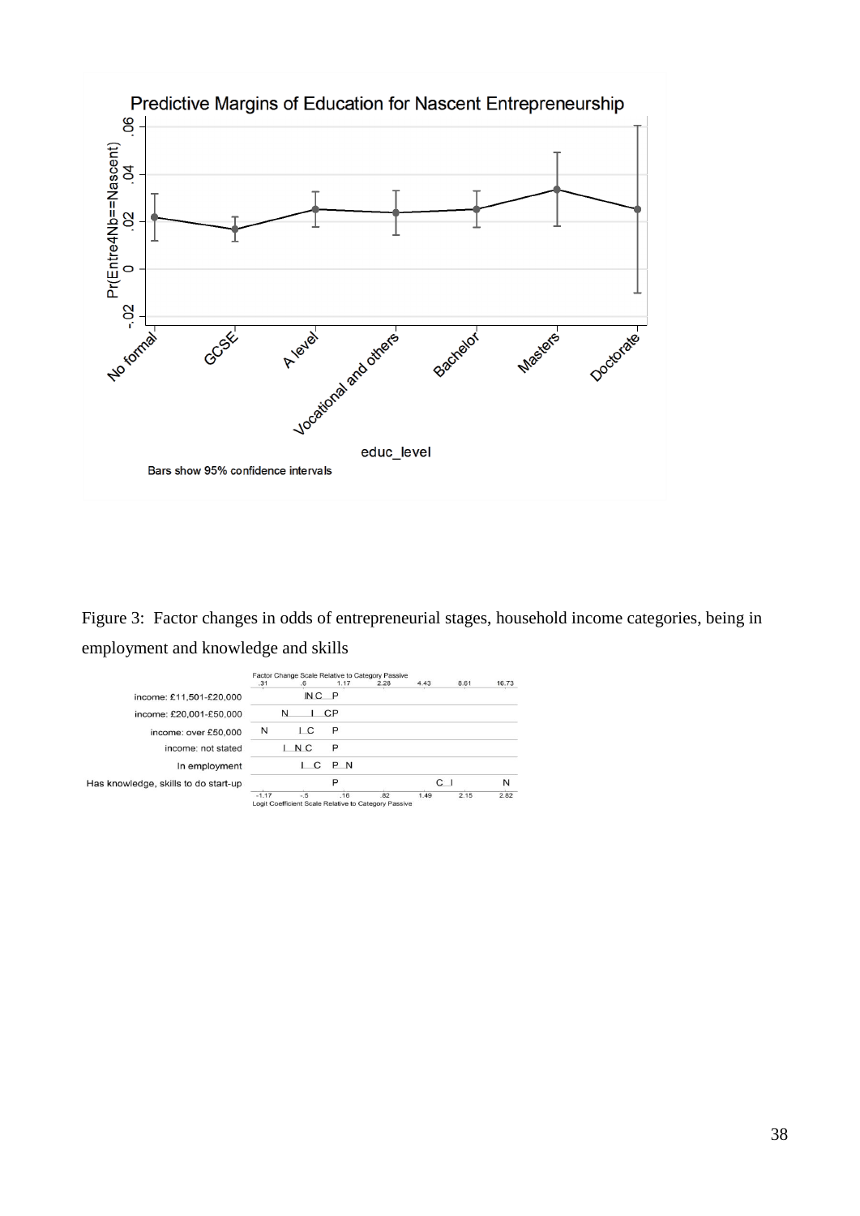Predictive Margins of Education for Nascent Entrepreneurship

Bars show 95% confidence intervals

Figure 3: Factor changes in odds of entrepreneurial stages, household income categories, being in employment and knowledge and skills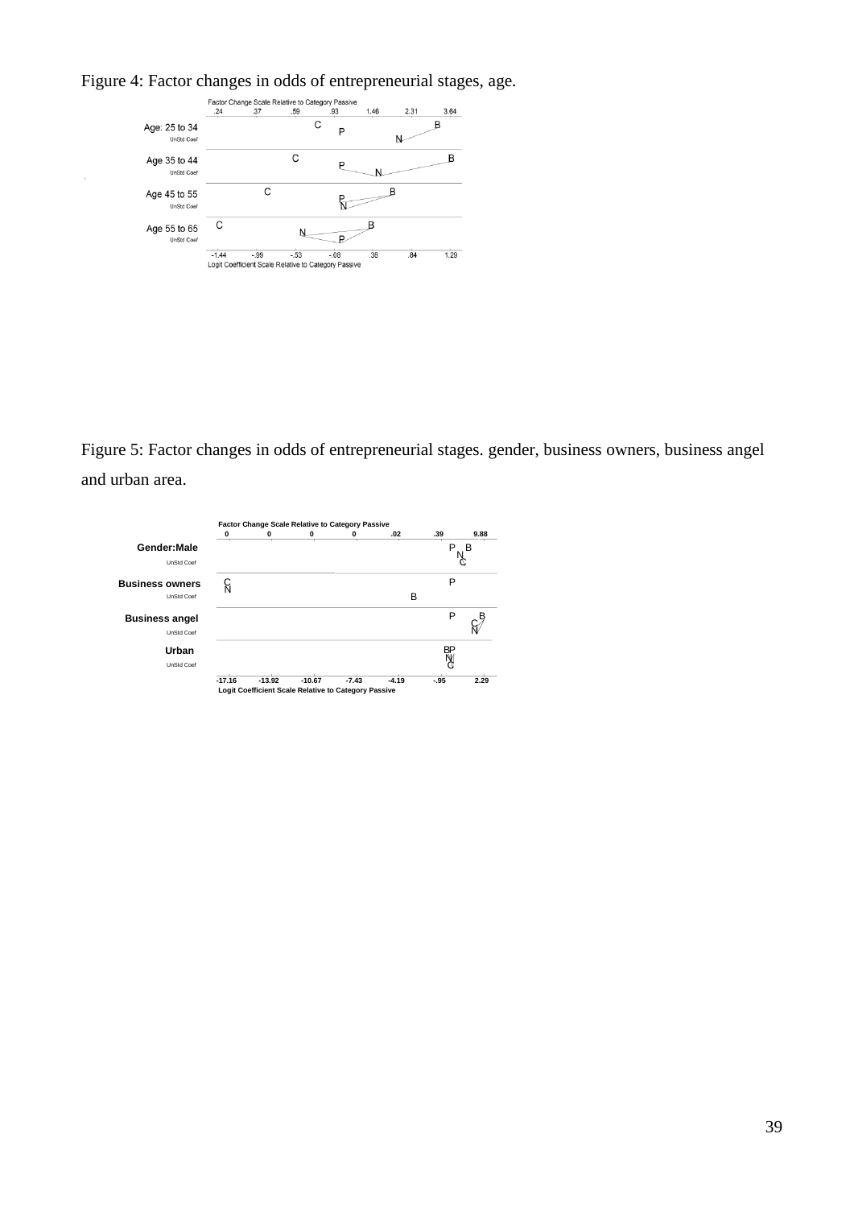Figure 4: Factor changes in odds of entrepreneurial stages, age.

Factor Change Scale Relative to Category Passive

.24 .37 .59 .93 1.46 2.31 3.64

Age: 25 to 34
UnStd Coef

C P N B

Age 35 to 44
UnStd Coef

C P N B

Age 45 to 55
UnStd Coef

C P N B

Age 55 to 65
UnStd Coef

C N P B

-1.44 -.99 -.53 -.08 .38 .84 1.29

Logit Coefficient Scale Relative to Category Passive

Figure 5: Factor changes in odds of entrepreneurial stages. gender, business owners, business angel and urban area.

Factor Change Scale Relative to Category Passive

0 0 0 0 .02 .39 9.88

Gender:Male
UnStd Coef

P B N C

Business owners
UnStd Coef

C N B P

Business angel
UnStd Coef

P B C N

Urban
UnStd Coef

B P N C

-17.16 -13.92 -10.67 -7.43 -4.19 -.95 2.29

Logit Coefficient Scale Relative to Category Passive